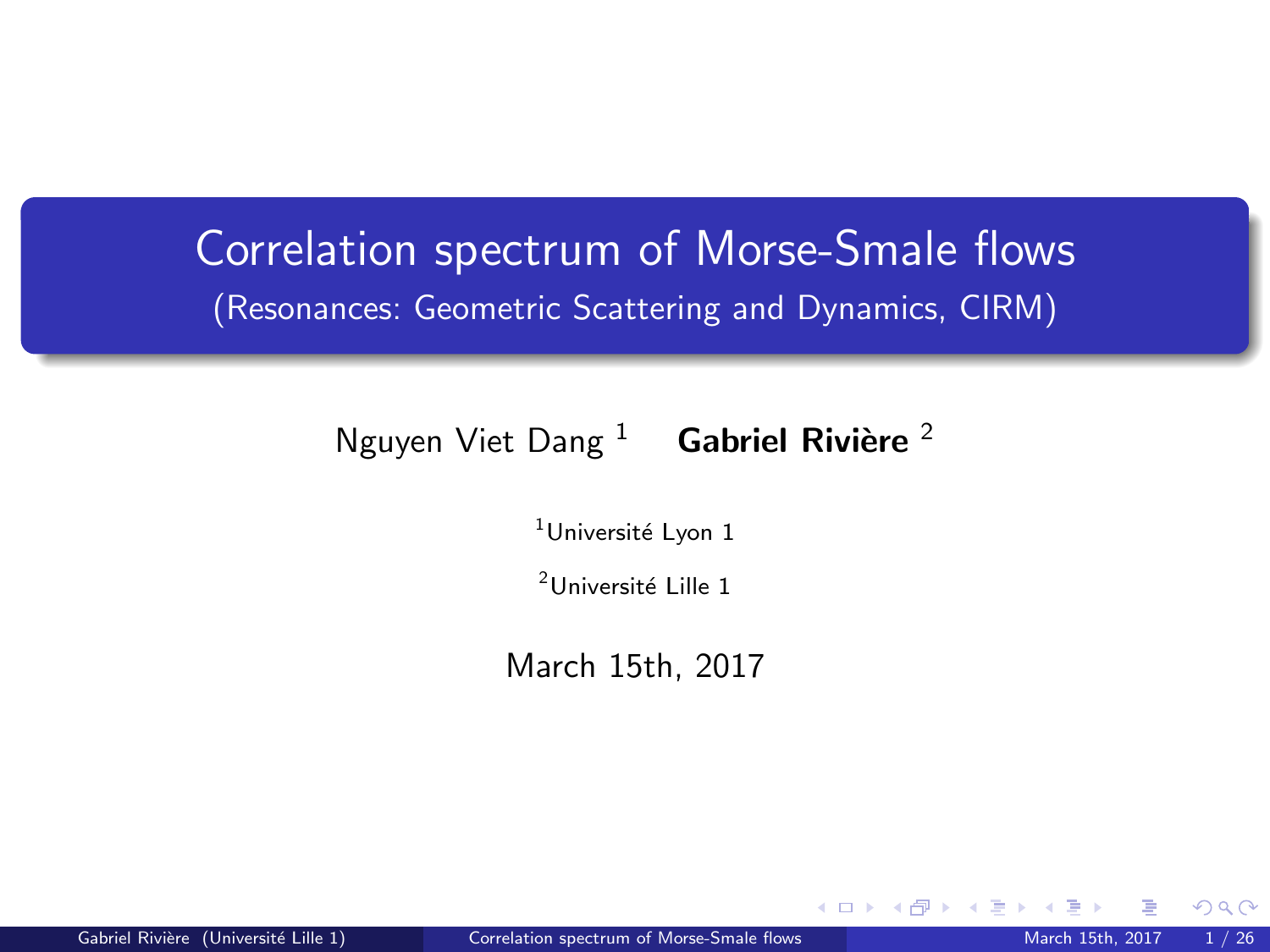# Correlation spectrum of Morse-Smale flows

(Resonances: Geometric Scattering and Dynamics, CIRM)

Nguyen Viet Dang [1] **Gabriel Rivière** [2]

[1]Université Lyon 1

[2]Université Lille 1

March 15th, 2017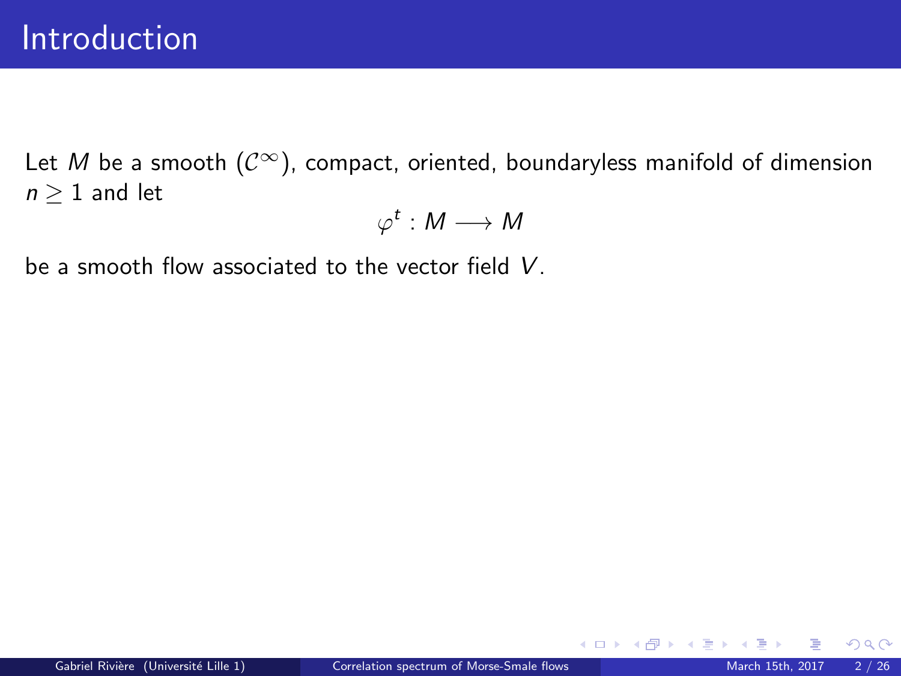# Introduction

Let $M$ be a smooth ($\mathcal{C}^\infty$), compact, oriented, boundaryless manifold of dimension $n \geq 1$ and let

$$\varphi^t : M \longrightarrow M$$

be a smooth flow associated to the vector field $V$.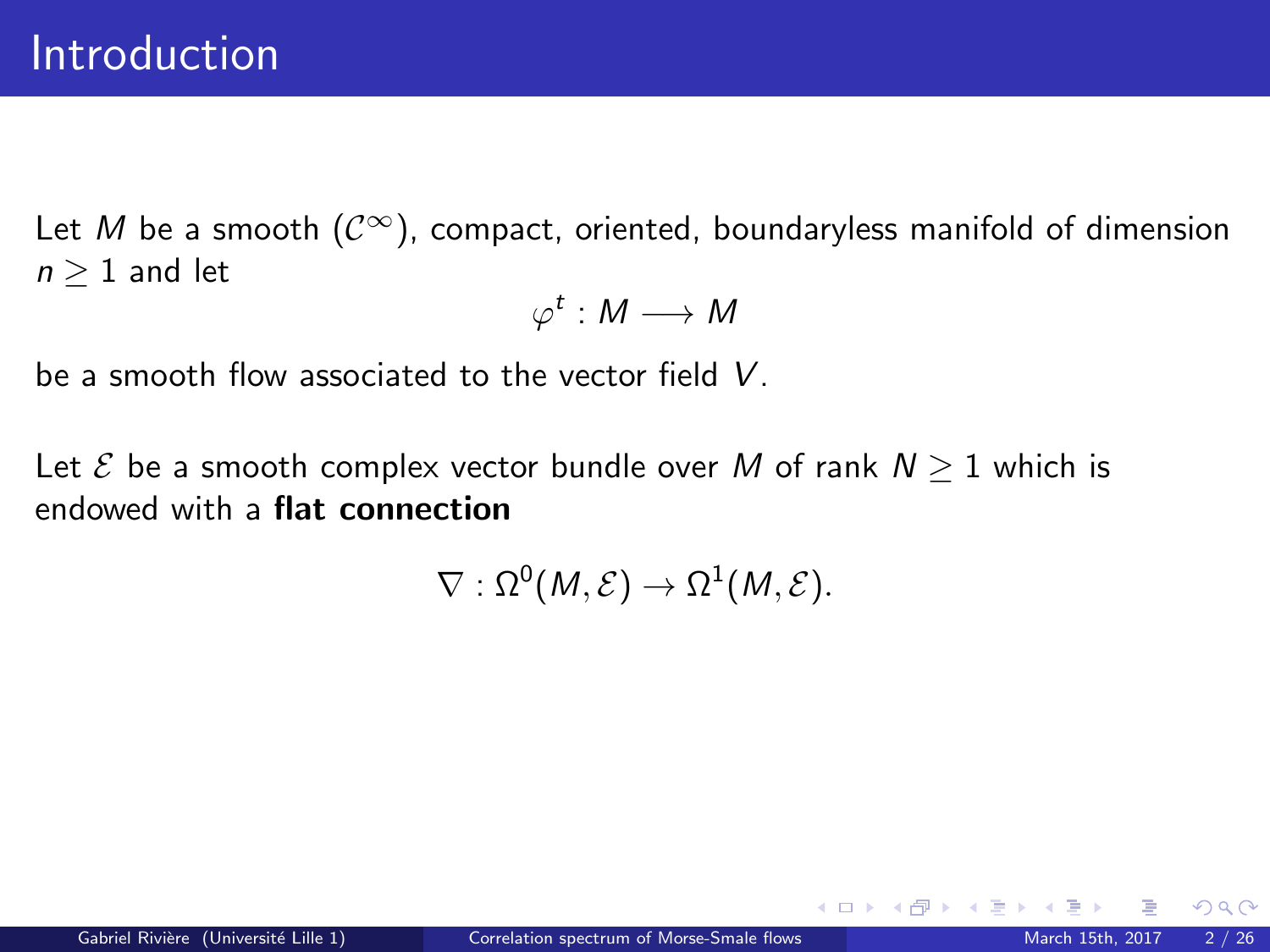# Introduction

Let $M$ be a smooth ($\mathcal{C}^\infty$), compact, oriented, boundaryless manifold of dimension $n \geq 1$ and let

$$\varphi^t : M \longrightarrow M$$

be a smooth flow associated to the vector field $V$.

Let $\mathcal{E}$ be a smooth complex vector bundle over $M$ of rank $N \geq 1$ which is endowed with a **flat connection**

$$\nabla : \Omega^0(M, \mathcal{E}) \to \Omega^1(M, \mathcal{E}).$$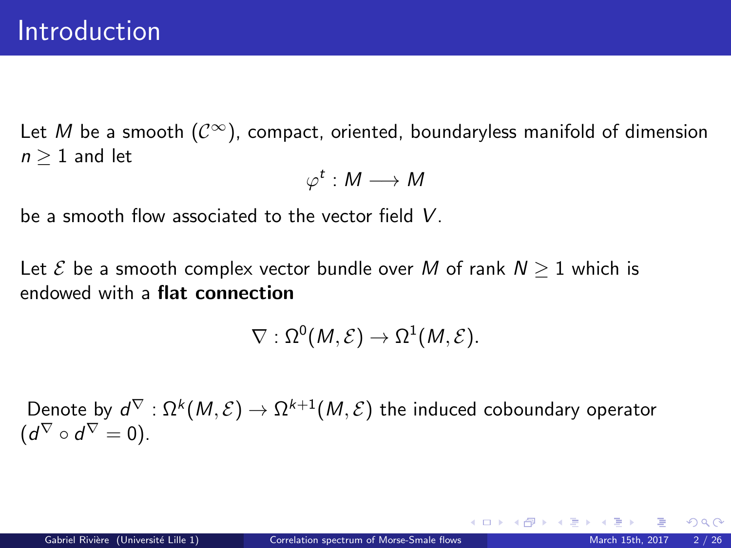# Introduction

Let $M$ be a smooth ($\mathcal{C}^\infty$), compact, oriented, boundaryless manifold of dimension $n \geq 1$ and let

$$\varphi^t : M \longrightarrow M$$

be a smooth flow associated to the vector field $V$.

Let $\mathcal{E}$ be a smooth complex vector bundle over $M$ of rank $N \geq 1$ which is endowed with a **flat connection**

$$\nabla : \Omega^0(M, \mathcal{E}) \to \Omega^1(M, \mathcal{E}).$$

Denote by $d^\nabla : \Omega^k(M, \mathcal{E}) \to \Omega^{k+1}(M, \mathcal{E})$ the induced coboundary operator ($d^\nabla \circ d^\nabla = 0$).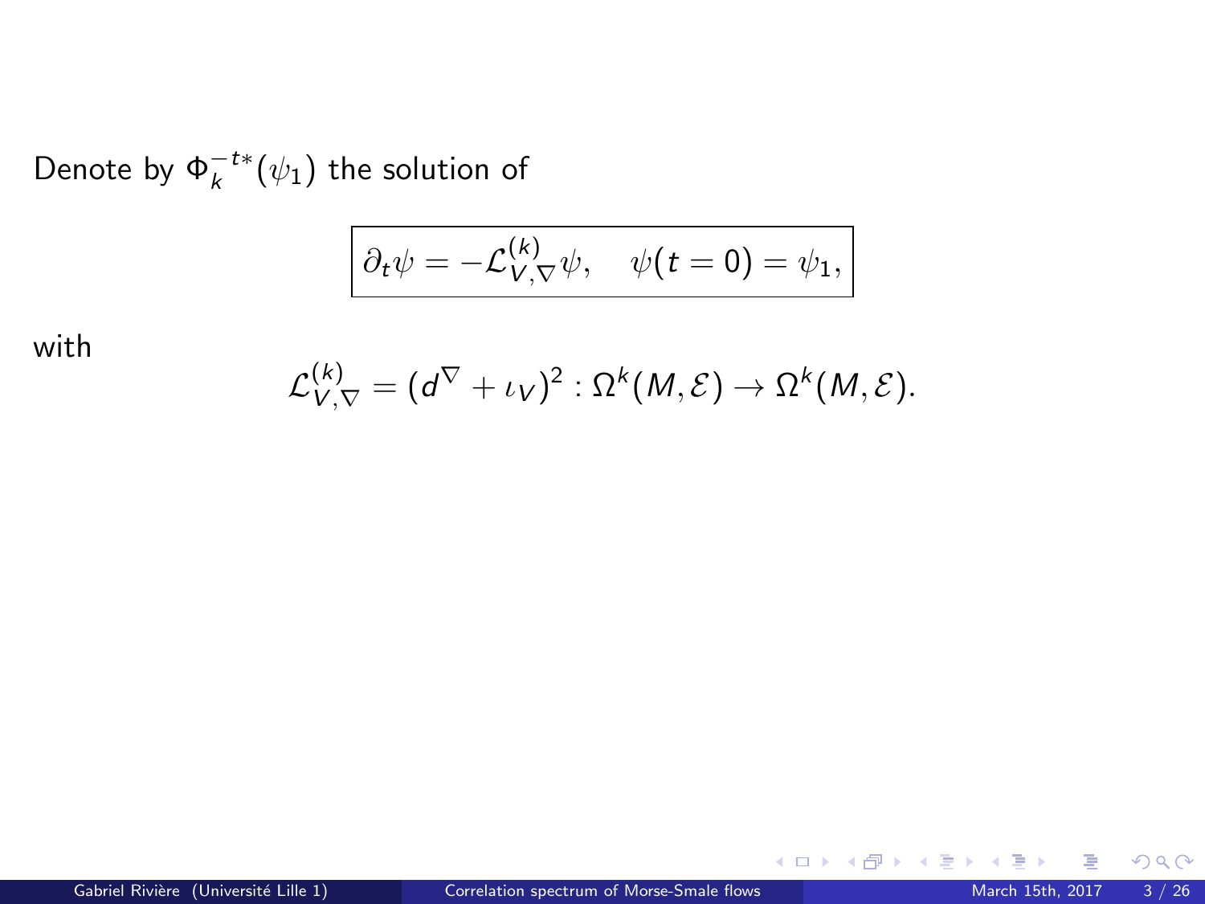Denote by $\Phi_k^{-t*}(\psi_1)$ the solution of

$$\boxed{\partial_t \psi = -\mathcal{L}_{V,\nabla}^{(k)} \psi, \quad \psi(t=0) = \psi_1,}$$

with

$$\mathcal{L}_{V,\nabla}^{(k)} = (d^{\nabla} + \iota_V)^2 : \Omega^k(M, \mathcal{E}) \to \Omega^k(M, \mathcal{E}).$$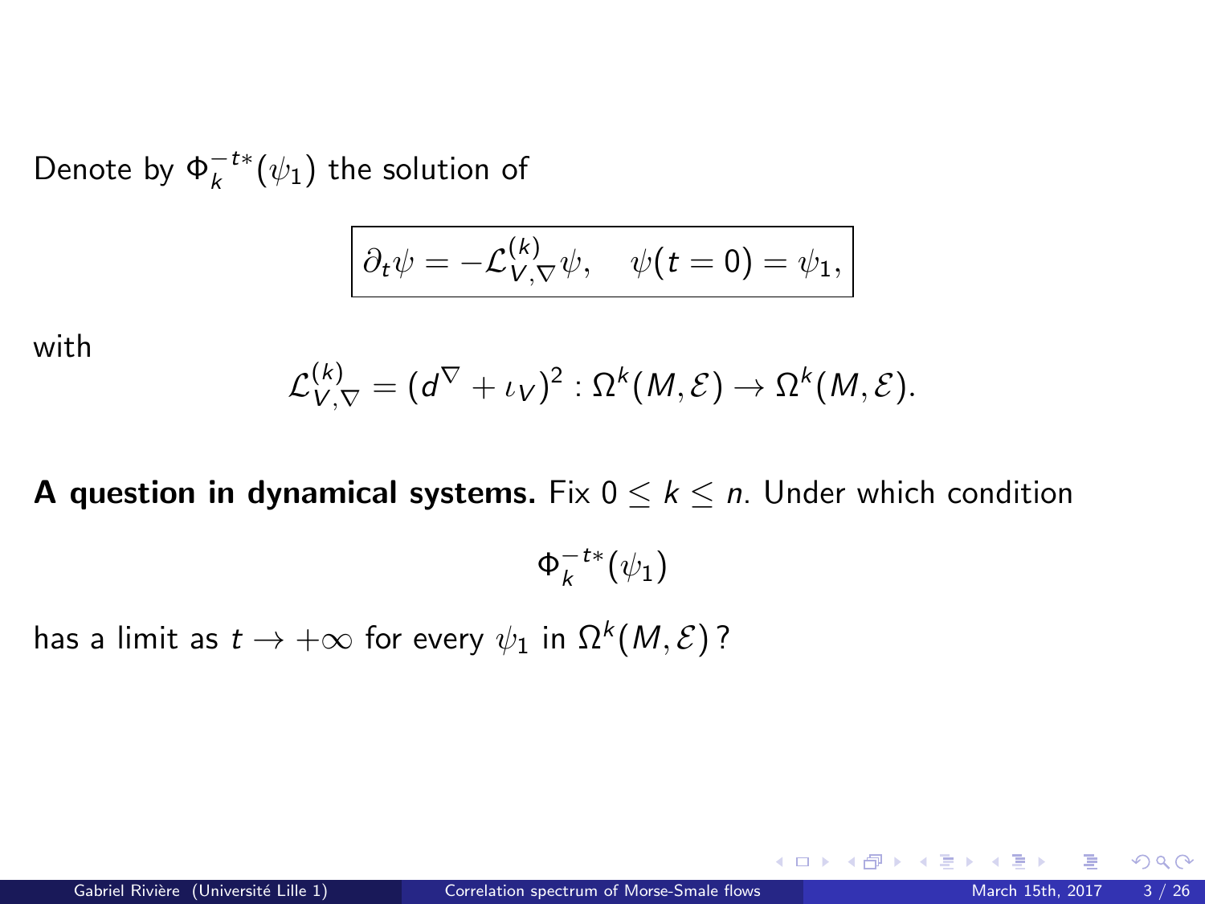Denote by $\Phi_k^{-t*}(\psi_1)$ the solution of

$$\boxed{\partial_t \psi = -\mathcal{L}_{V,\nabla}^{(k)} \psi, \quad \psi(t=0) = \psi_1,}$$

with

$$\mathcal{L}_{V,\nabla}^{(k)} = (d^{\nabla} + \iota_V)^2 : \Omega^k(M, \mathcal{E}) \rightarrow \Omega^k(M, \mathcal{E}).$$

**A question in dynamical systems.** Fix $0 \leq k \leq n$. Under which condition

$$\Phi_k^{-t*}(\psi_1)$$

has a limit as $t \rightarrow +\infty$ for every $\psi_1$ in $\Omega^k(M, \mathcal{E})$?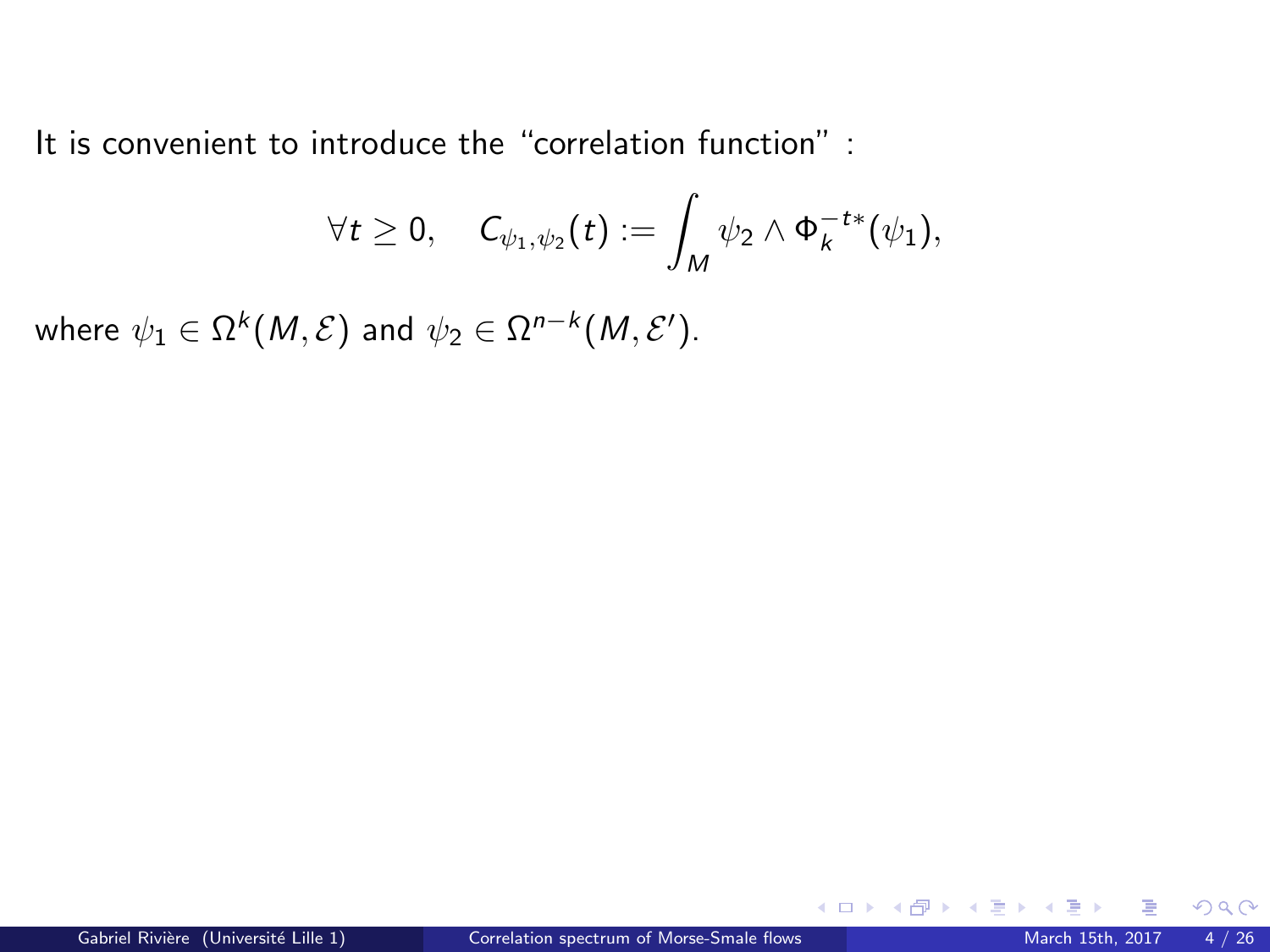It is convenient to introduce the "correlation function" :

$$\forall t \geq 0, \quad C_{\psi_1,\psi_2}(t) := \int_M \psi_2 \wedge \Phi_k^{-t*}(\psi_1),$$

where $\psi_1 \in \Omega^k(M, \mathcal{E})$ and $\psi_2 \in \Omega^{n-k}(M, \mathcal{E}')$.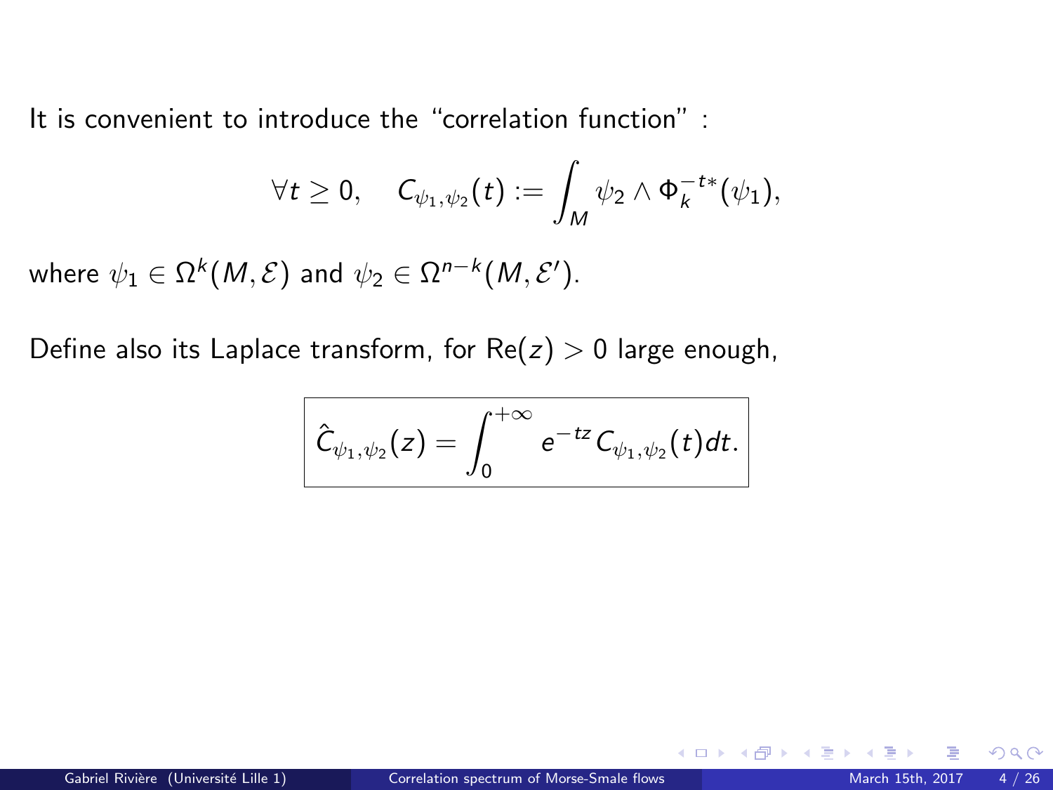It is convenient to introduce the "correlation function" :

$$\forall t \geq 0, \quad C_{\psi_1,\psi_2}(t) := \int_M \psi_2 \wedge \Phi_k^{-t*}(\psi_1),$$

where $\psi_1 \in \Omega^k(M, \mathcal{E})$ and $\psi_2 \in \Omega^{n-k}(M, \mathcal{E}')$.

Define also its Laplace transform, for $\mathrm{Re}(z) > 0$ large enough,

$$\boxed{\hat{C}_{\psi_1,\psi_2}(z) = \int_0^{+\infty} e^{-tz} C_{\psi_1,\psi_2}(t) dt.}$$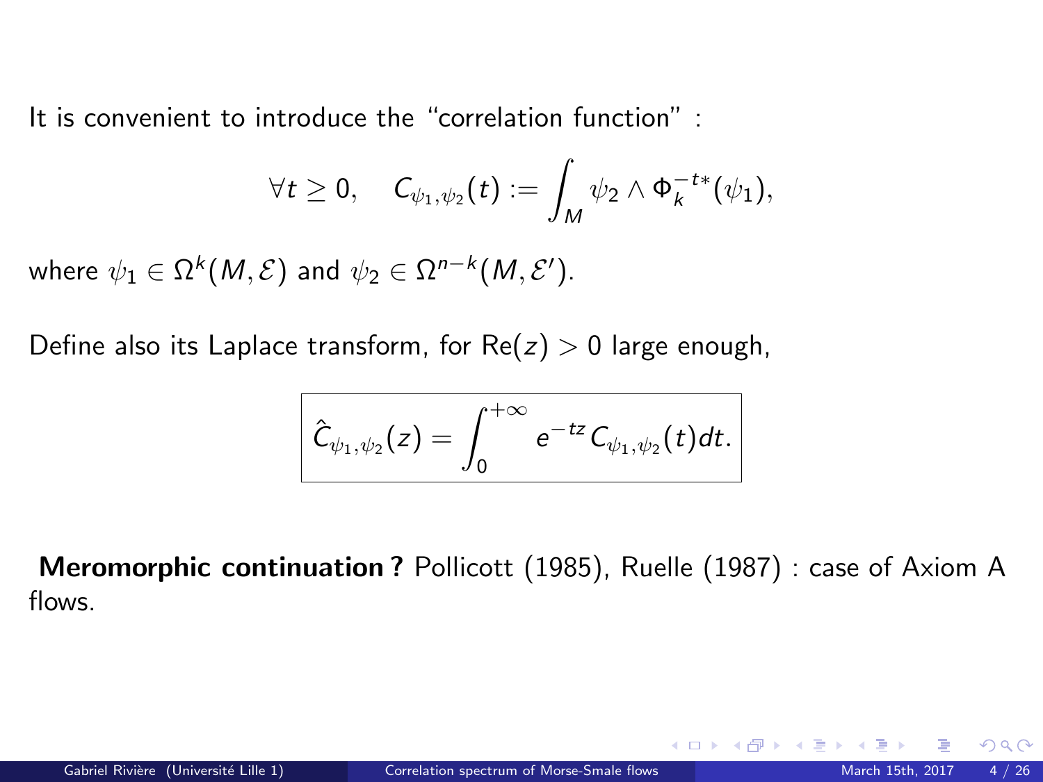It is convenient to introduce the "correlation function" :

$$\forall t \geq 0, \quad C_{\psi_1,\psi_2}(t) := \int_M \psi_2 \wedge \Phi_k^{-t*}(\psi_1),$$

where $\psi_1 \in \Omega^k(M, \mathcal{E})$ and $\psi_2 \in \Omega^{n-k}(M, \mathcal{E}')$.

Define also its Laplace transform, for $\text{Re}(z) > 0$ large enough,

$$\boxed{\hat{C}_{\psi_1,\psi_2}(z) = \int_0^{+\infty} e^{-tz} C_{\psi_1,\psi_2}(t) dt.}$$

**Meromorphic continuation ?** Pollicott (1985), Ruelle (1987) : case of Axiom A flows.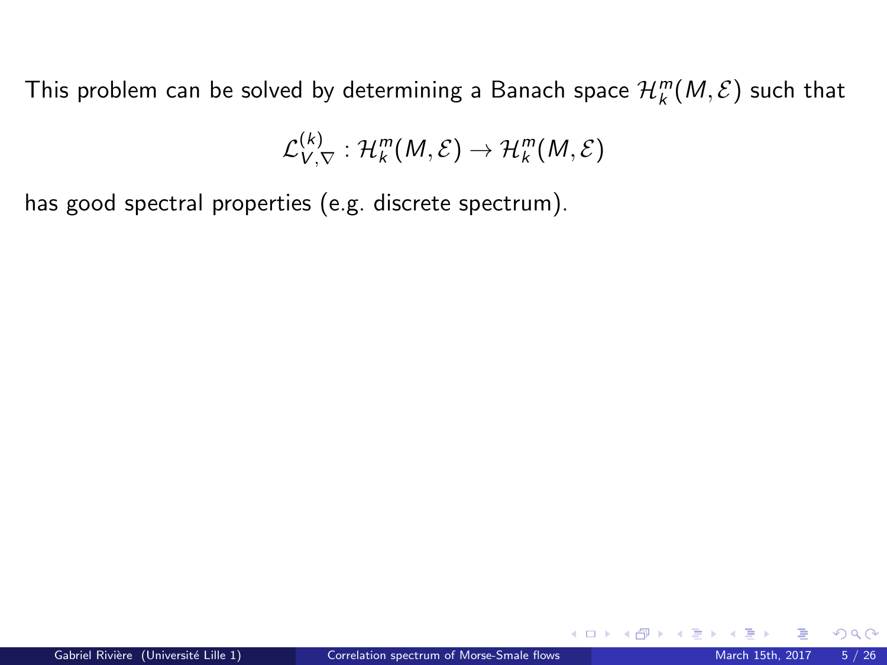This problem can be solved by determining a Banach space $\mathcal{H}_k^m(M, \mathcal{E})$ such that

$$\mathcal{L}_{V,\nabla}^{(k)} : \mathcal{H}_k^m(M, \mathcal{E}) \to \mathcal{H}_k^m(M, \mathcal{E})$$

has good spectral properties (e.g. discrete spectrum).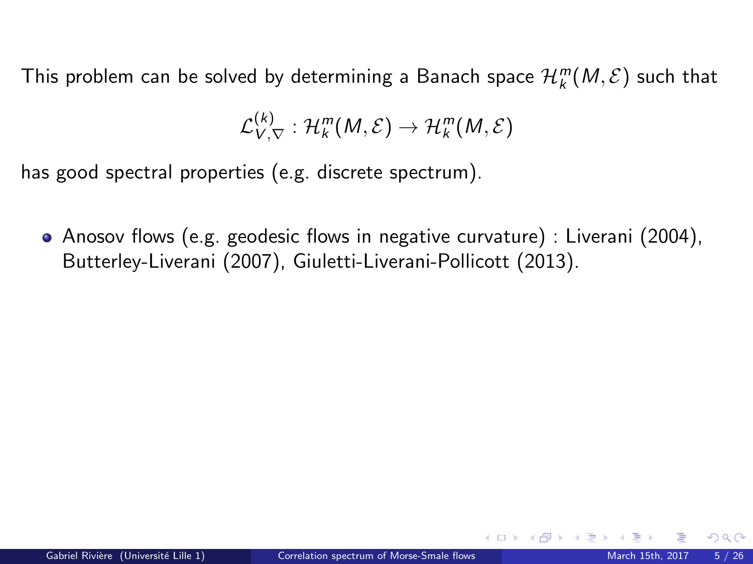This problem can be solved by determining a Banach space $\mathcal{H}_k^m(M, \mathcal{E})$ such that

$$\mathcal{L}_{V,\nabla}^{(k)} : \mathcal{H}_k^m(M, \mathcal{E}) \to \mathcal{H}_k^m(M, \mathcal{E})$$

has good spectral properties (e.g. discrete spectrum).

- Anosov flows (e.g. geodesic flows in negative curvature) : Liverani (2004), Butterley-Liverani (2007), Giuletti-Liverani-Pollicott (2013).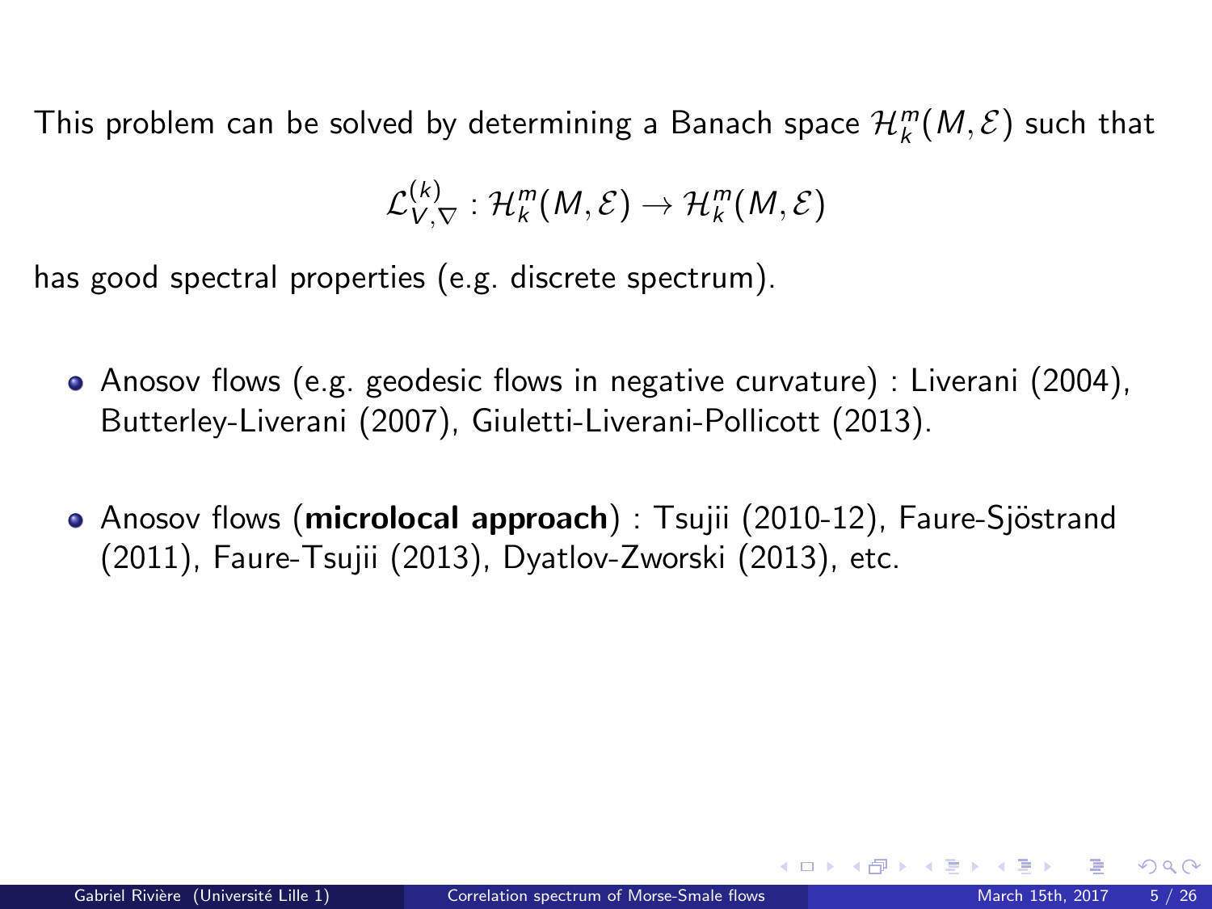This problem can be solved by determining a Banach space $\mathcal{H}_k^m(M, \mathcal{E})$ such that

$$\mathcal{L}_{V,\nabla}^{(k)} : \mathcal{H}_k^m(M, \mathcal{E}) \to \mathcal{H}_k^m(M, \mathcal{E})$$

has good spectral properties (e.g. discrete spectrum).

- Anosov flows (e.g. geodesic flows in negative curvature) : Liverani (2004), Butterley-Liverani (2007), Giuletti-Liverani-Pollicott (2013).
- Anosov flows (**microlocal approach**) : Tsujii (2010-12), Faure-Sjöstrand (2011), Faure-Tsujii (2013), Dyatlov-Zworski (2013), etc.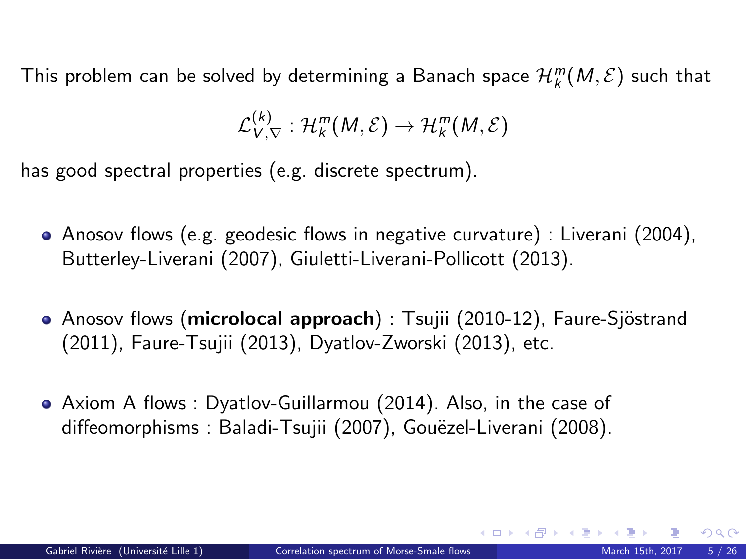This problem can be solved by determining a Banach space $\mathcal{H}_k^m(M, \mathcal{E})$ such that

$$\mathcal{L}_{V,\nabla}^{(k)} : \mathcal{H}_k^m(M, \mathcal{E}) \to \mathcal{H}_k^m(M, \mathcal{E})$$

has good spectral properties (e.g. discrete spectrum).

- Anosov flows (e.g. geodesic flows in negative curvature) : Liverani (2004), Butterley-Liverani (2007), Giuletti-Liverani-Pollicott (2013).

- Anosov flows (**microlocal approach**) : Tsujii (2010-12), Faure-Sjöstrand (2011), Faure-Tsujii (2013), Dyatlov-Zworski (2013), etc.

- Axiom A flows : Dyatlov-Guillarmou (2014). Also, in the case of diffeomorphisms : Baladi-Tsujii (2007), Gouëzel-Liverani (2008).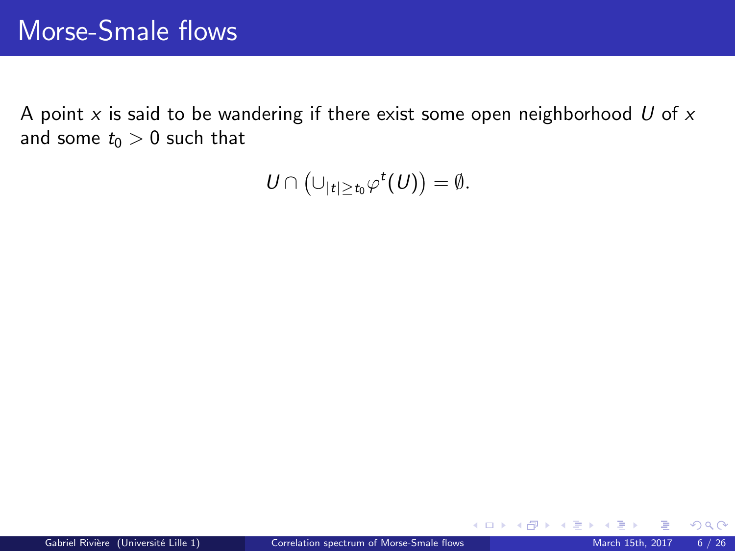# Morse-Smale flows

A point $x$ is said to be wandering if there exist some open neighborhood $U$ of $x$ and some $t_0 > 0$ such that

$$U \cap \left( \cup_{|t| \geq t_0} \varphi^t(U) \right) = \emptyset.$$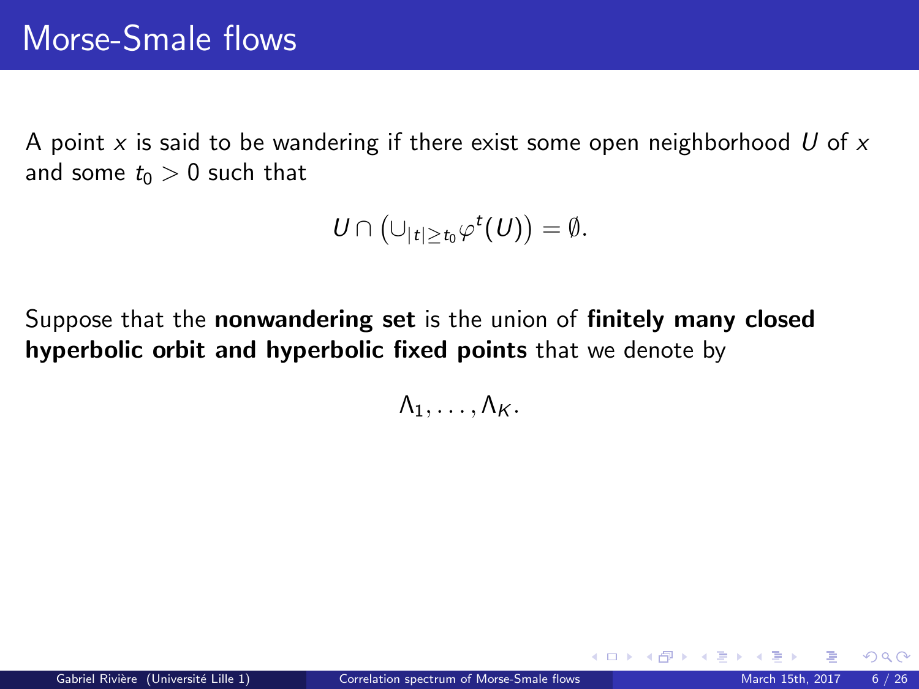# Morse-Smale flows

A point $x$ is said to be wandering if there exist some open neighborhood $U$ of $x$ and some $t_0 > 0$ such that

$$U \cap \left( \cup_{|t| \geq t_0} \varphi^t(U) \right) = \emptyset.$$

Suppose that the **nonwandering set** is the union of **finitely many closed hyperbolic orbit and hyperbolic fixed points** that we denote by

$$\Lambda_1, \ldots, \Lambda_K.$$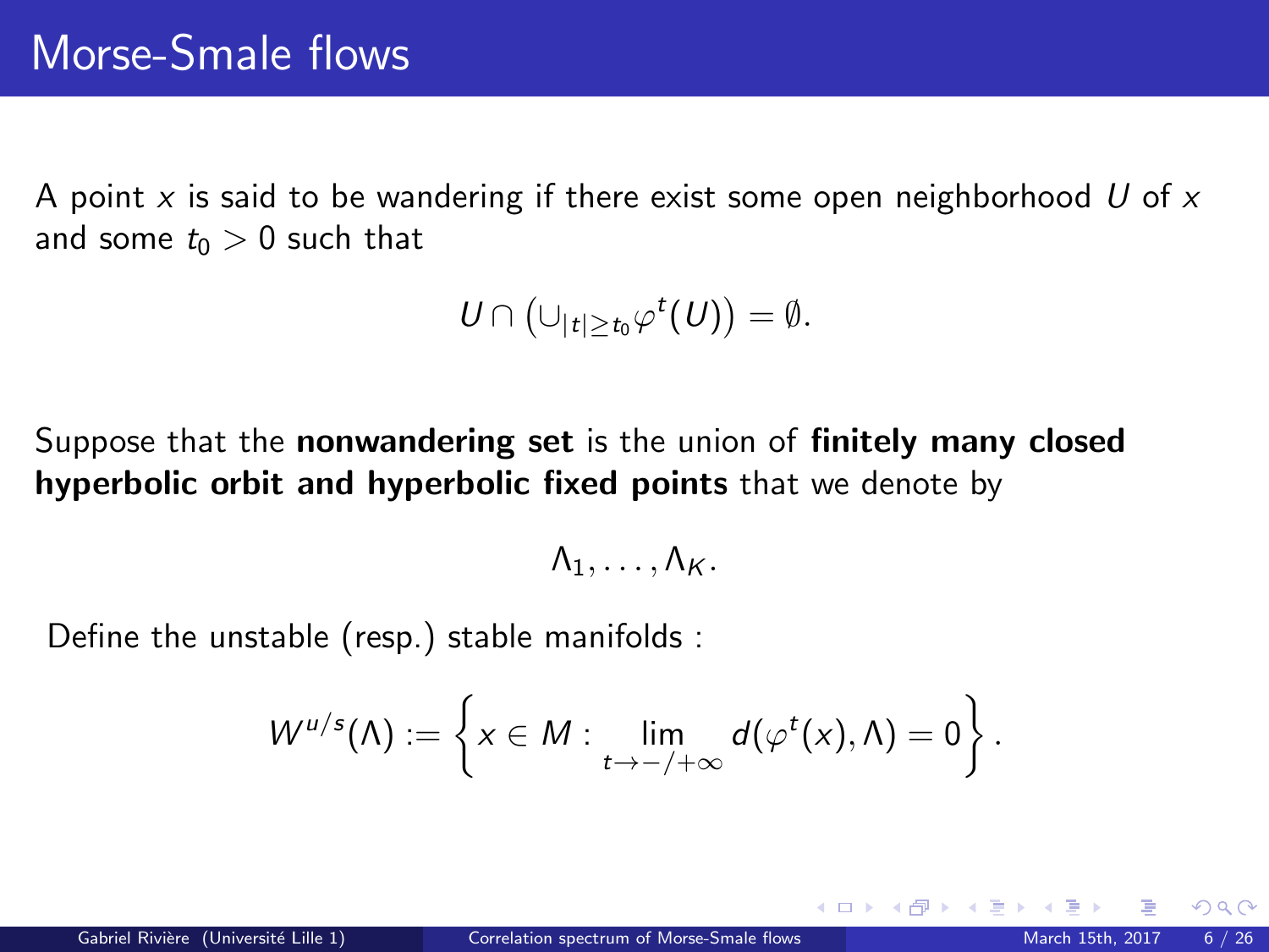# Morse-Smale flows

A point $x$ is said to be wandering if there exist some open neighborhood $U$ of $x$ and some $t_0 > 0$ such that

$$U \cap \left(\cup_{|t| \geq t_0} \varphi^t(U)\right) = \emptyset.$$

Suppose that the **nonwandering set** is the union of **finitely many closed hyperbolic orbit and hyperbolic fixed points** that we denote by

$$\Lambda_1, \ldots, \Lambda_K.$$

Define the unstable (resp.) stable manifolds :

$$W^{u/s}(\Lambda) := \left\{ x \in M : \lim_{t \to -/+\infty} d(\varphi^t(x), \Lambda) = 0 \right\}.$$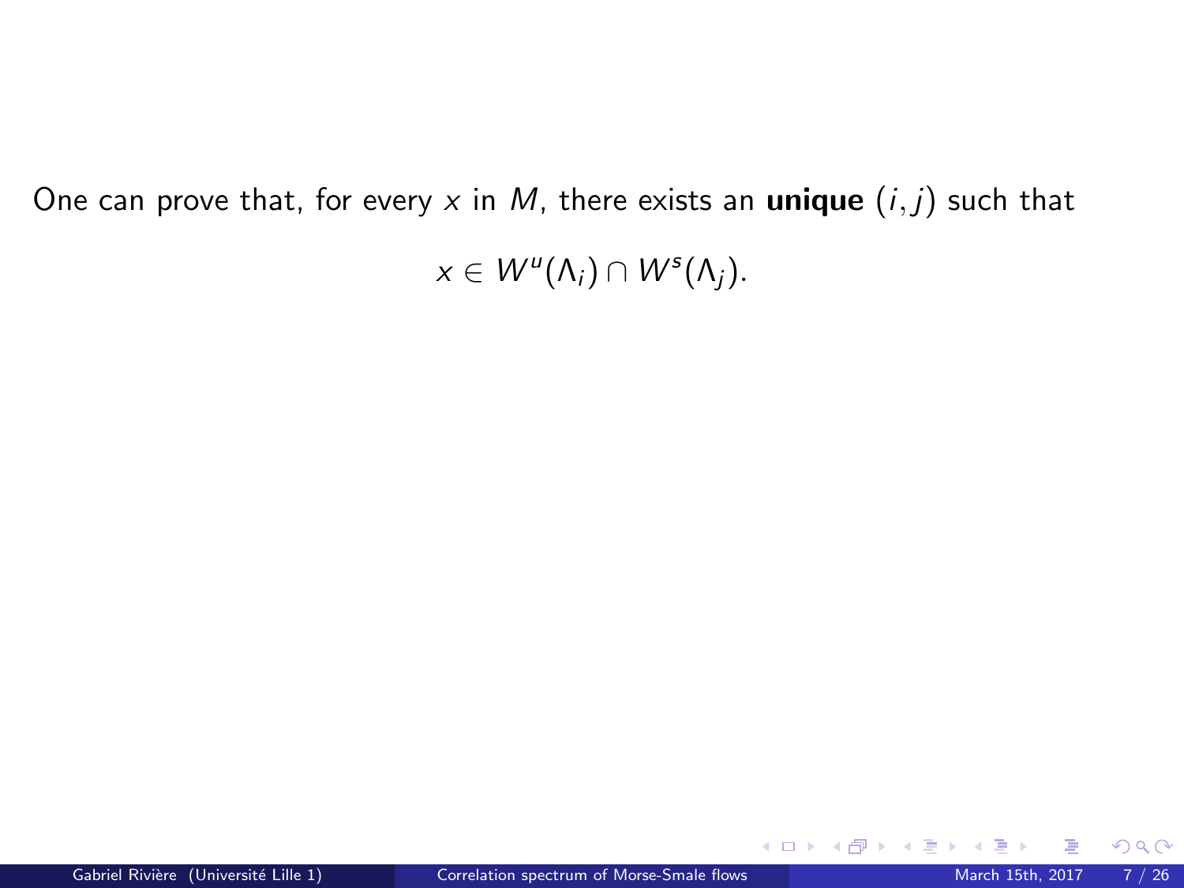One can prove that, for every $x$ in $M$, there exists an **unique** $(i, j)$ such that

$$x \in W^u(\Lambda_i) \cap W^s(\Lambda_j).$$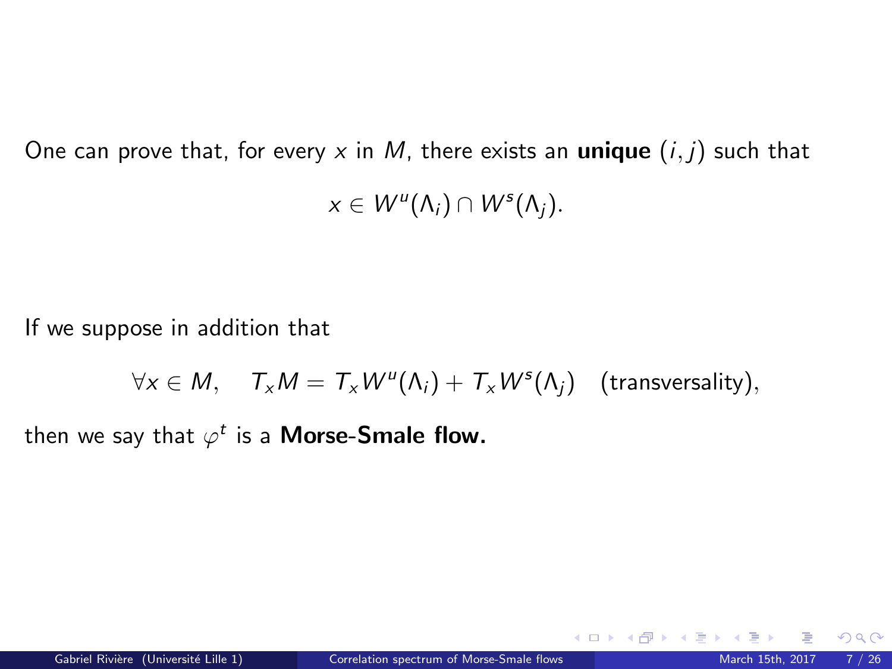One can prove that, for every $x$ in $M$, there exists an **unique** $(i, j)$ such that

$$x \in W^u(\Lambda_i) \cap W^s(\Lambda_j).$$

If we suppose in addition that

$$\forall x \in M, \quad T_xM = T_xW^u(\Lambda_i) + T_xW^s(\Lambda_j) \quad \text{(transversality)},$$

then we say that $\varphi^t$ is a **Morse-Smale flow.**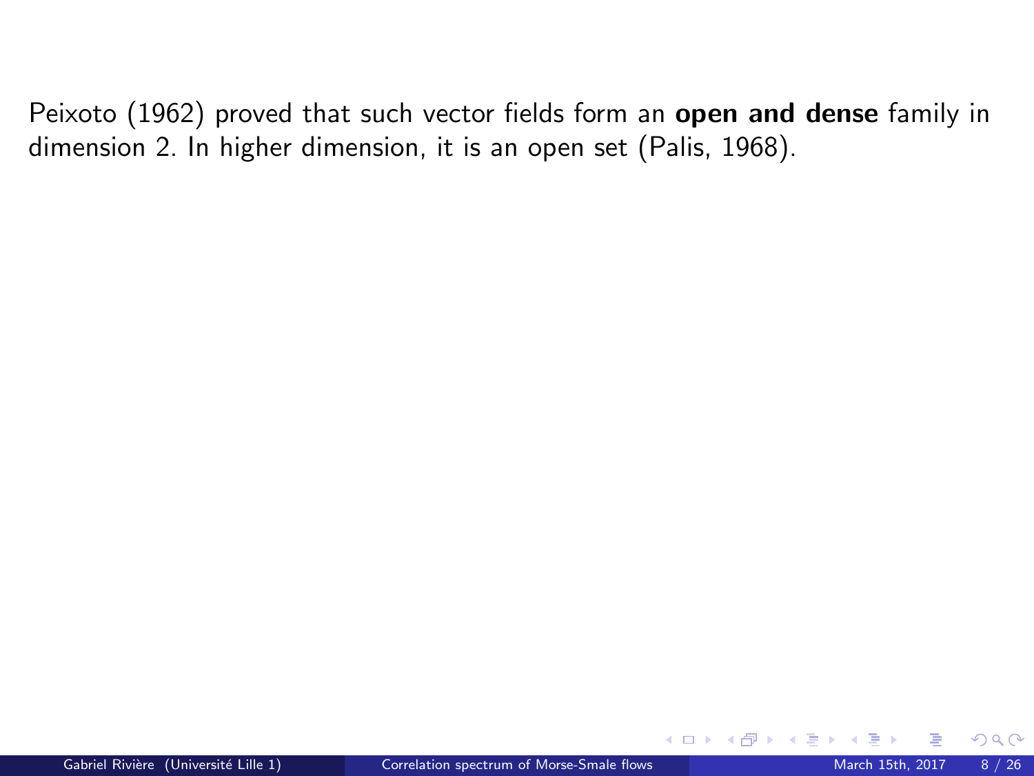Peixoto (1962) proved that such vector fields form an **open and dense** family in dimension 2. In higher dimension, it is an open set (Palis, 1968).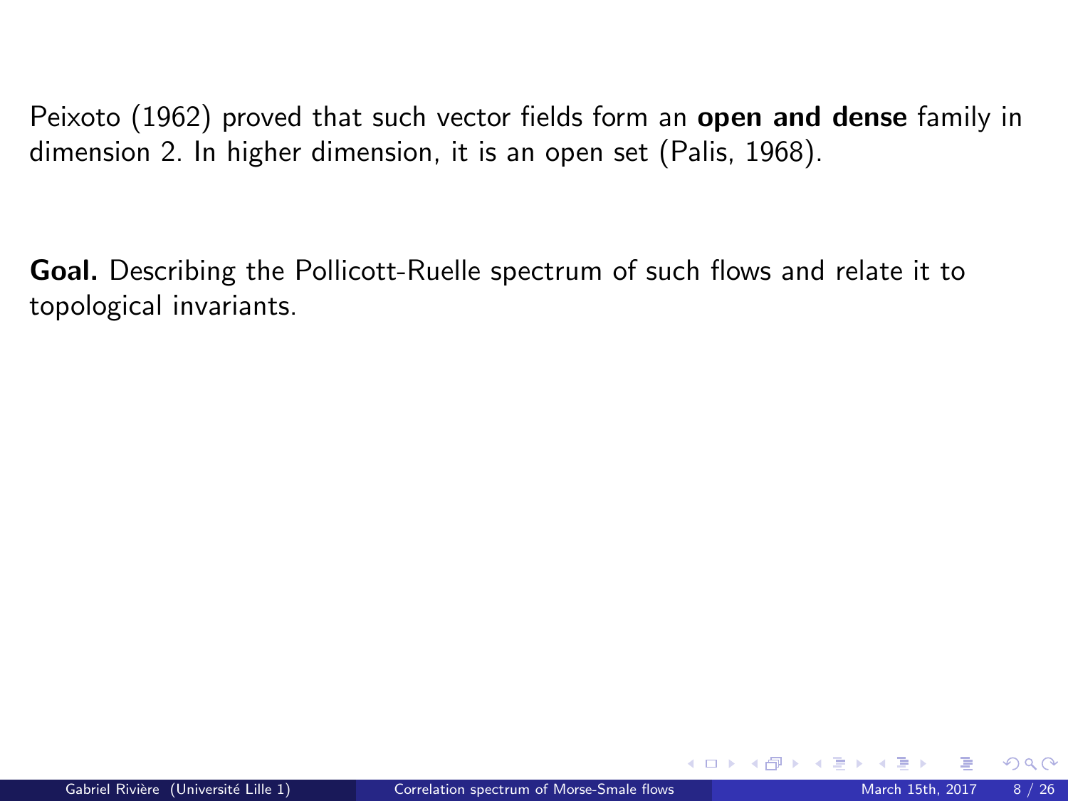Peixoto (1962) proved that such vector fields form an **open and dense** family in dimension 2. In higher dimension, it is an open set (Palis, 1968).

**Goal.** Describing the Pollicott-Ruelle spectrum of such flows and relate it to topological invariants.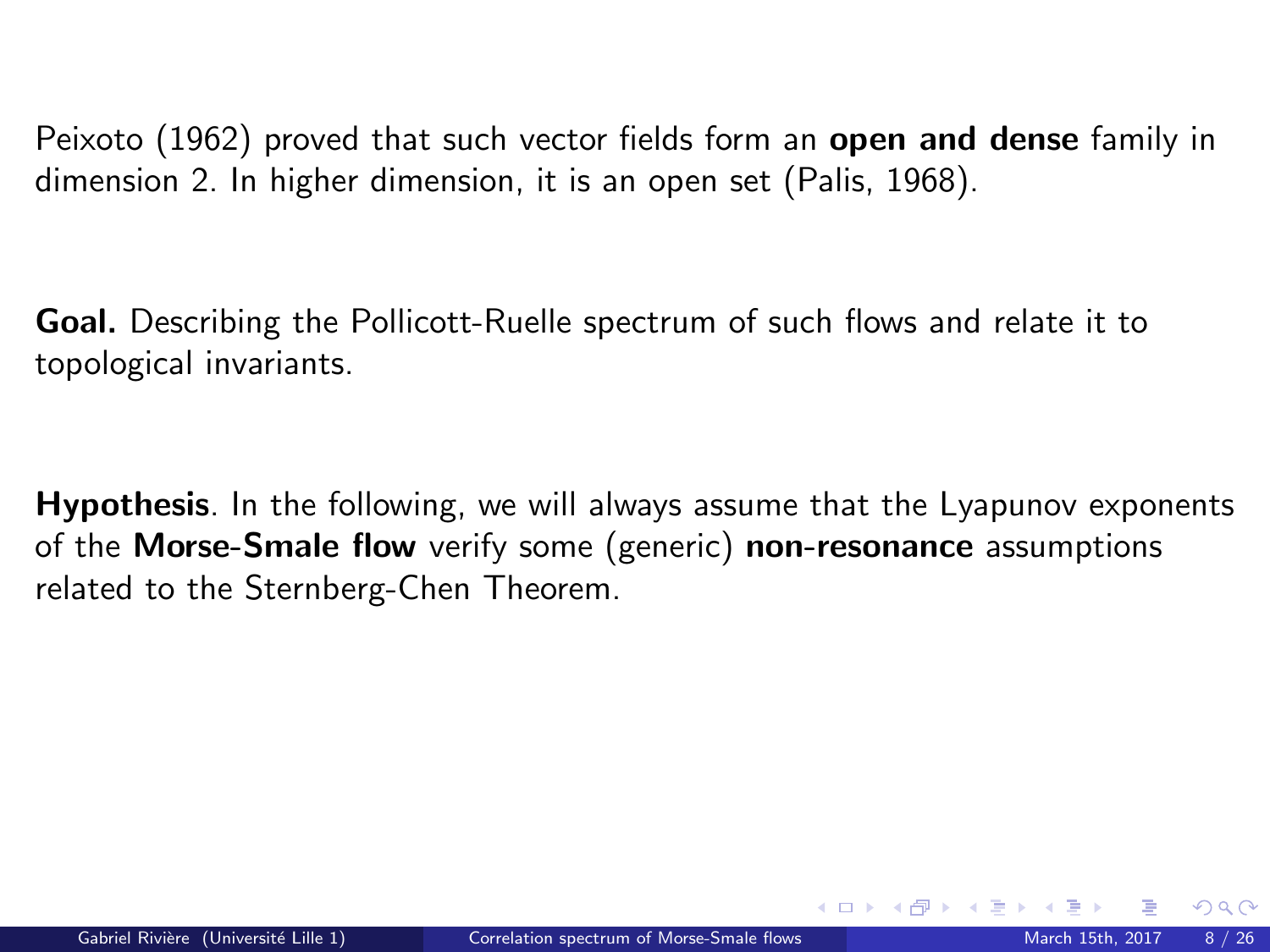Peixoto (1962) proved that such vector fields form an **open and dense** family in dimension 2. In higher dimension, it is an open set (Palis, 1968).

**Goal.** Describing the Pollicott-Ruelle spectrum of such flows and relate it to topological invariants.

**Hypothesis**. In the following, we will always assume that the Lyapunov exponents of the **Morse-Smale flow** verify some (generic) **non-resonance** assumptions related to the Sternberg-Chen Theorem.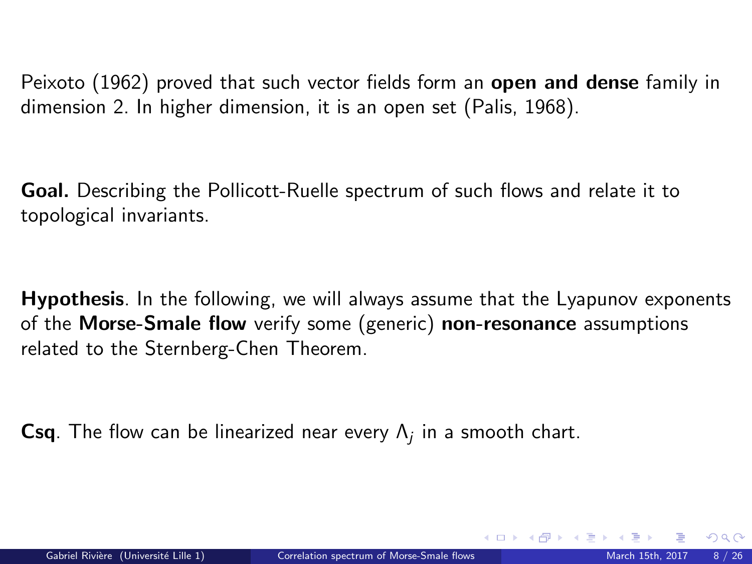Peixoto (1962) proved that such vector fields form an **open and dense** family in dimension 2. In higher dimension, it is an open set (Palis, 1968).

**Goal.** Describing the Pollicott-Ruelle spectrum of such flows and relate it to topological invariants.

**Hypothesis**. In the following, we will always assume that the Lyapunov exponents of the **Morse-Smale flow** verify some (generic) **non-resonance** assumptions related to the Sternberg-Chen Theorem.

**Csq**. The flow can be linearized near every $\Lambda_j$ in a smooth chart.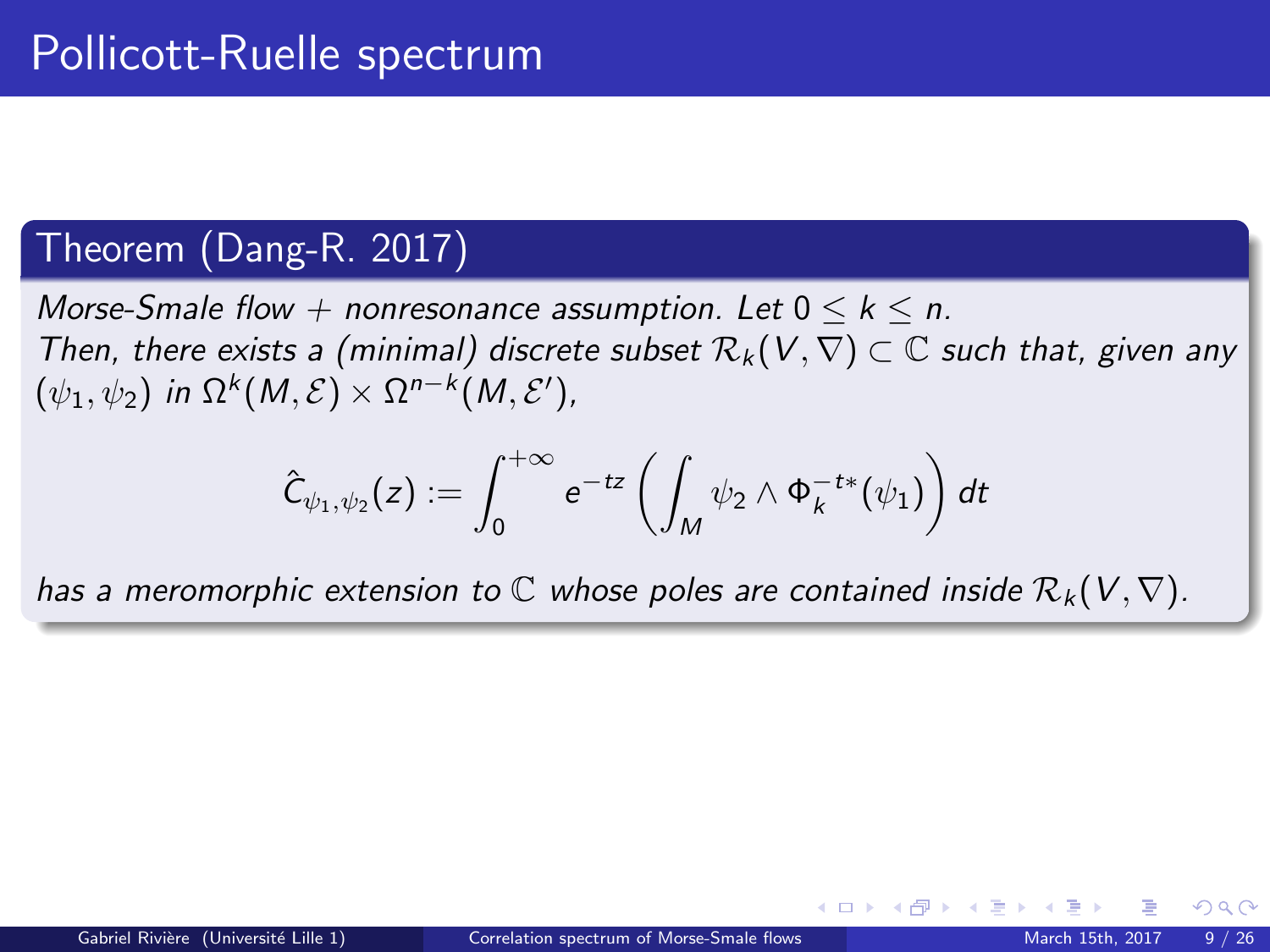# Pollicott-Ruelle spectrum

## Theorem (Dang-R. 2017)

*Morse-Smale flow + nonresonance assumption. Let $0 \leq k \leq n$.*
*Then, there exists a (minimal) discrete subset $\mathcal{R}_k(V, \nabla) \subset \mathbb{C}$ such that, given any $(\psi_1, \psi_2)$ in $\Omega^k(M, \mathcal{E}) \times \Omega^{n-k}(M, \mathcal{E}')$,*

$$\hat{C}_{\psi_1,\psi_2}(z) := \int_0^{+\infty} e^{-tz} \left( \int_M \psi_2 \wedge \Phi_k^{-t*}(\psi_1) \right) dt$$

*has a meromorphic extension to $\mathbb{C}$ whose poles are contained inside $\mathcal{R}_k(V, \nabla)$.*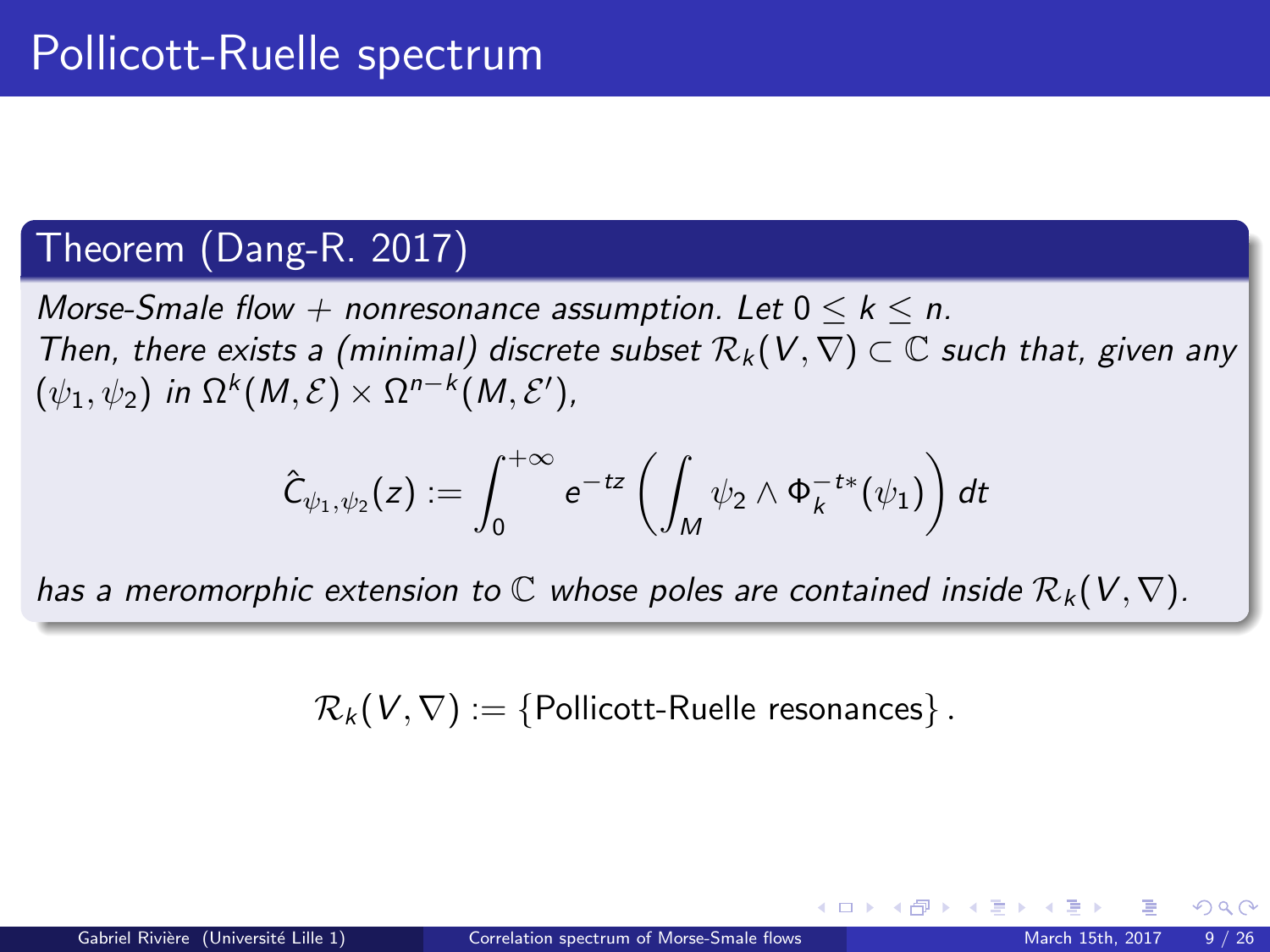# Pollicott-Ruelle spectrum

## Theorem (Dang-R. 2017)

*Morse-Smale flow + nonresonance assumption. Let $0 \leq k \leq n$.*
*Then, there exists a (minimal) discrete subset $\mathcal{R}_k(V, \nabla) \subset \mathbb{C}$ such that, given any $(\psi_1, \psi_2)$ in $\Omega^k(M, \mathcal{E}) \times \Omega^{n-k}(M, \mathcal{E}')$,*

$$\hat{C}_{\psi_1,\psi_2}(z) := \int_0^{+\infty} e^{-tz} \left( \int_M \psi_2 \wedge \Phi_k^{-t*}(\psi_1) \right) dt$$

*has a meromorphic extension to $\mathbb{C}$ whose poles are contained inside $\mathcal{R}_k(V, \nabla)$.*

$$\mathcal{R}_k(V, \nabla) := \{\text{Pollicott-Ruelle resonances}\}.$$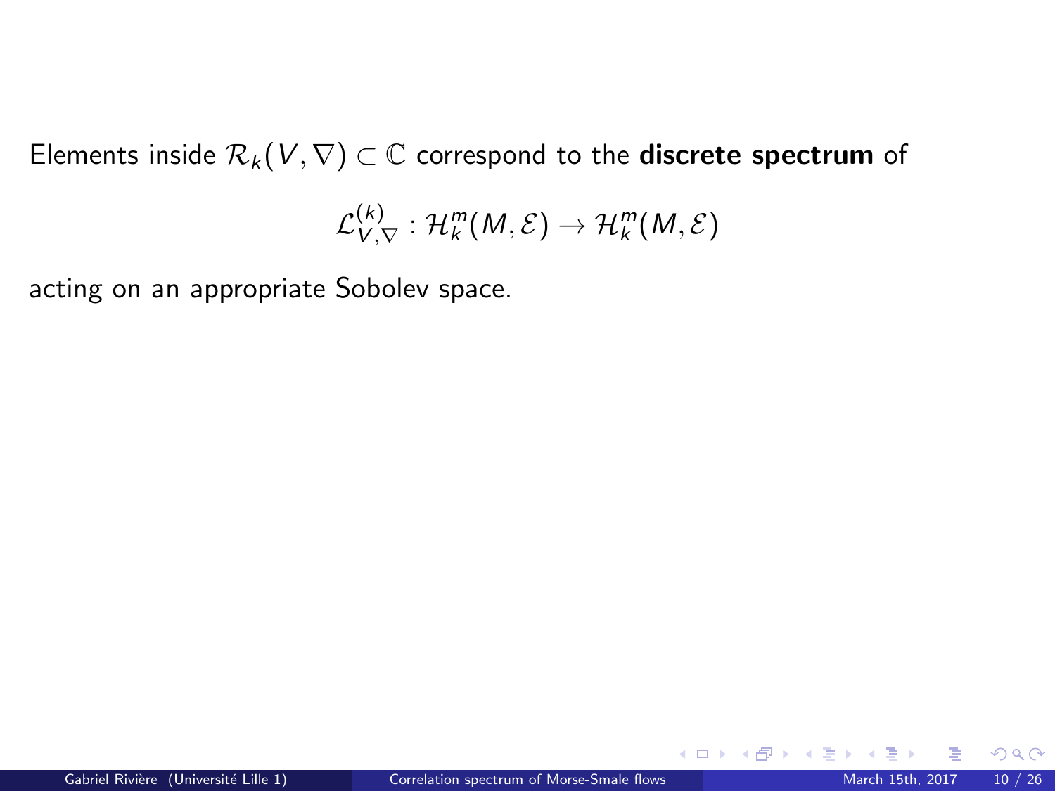Elements inside $\mathcal{R}_k(V, \nabla) \subset \mathbb{C}$ correspond to the **discrete spectrum** of

$$\mathcal{L}_{V,\nabla}^{(k)} : \mathcal{H}_k^m(M, \mathcal{E}) \to \mathcal{H}_k^m(M, \mathcal{E})$$

acting on an appropriate Sobolev space.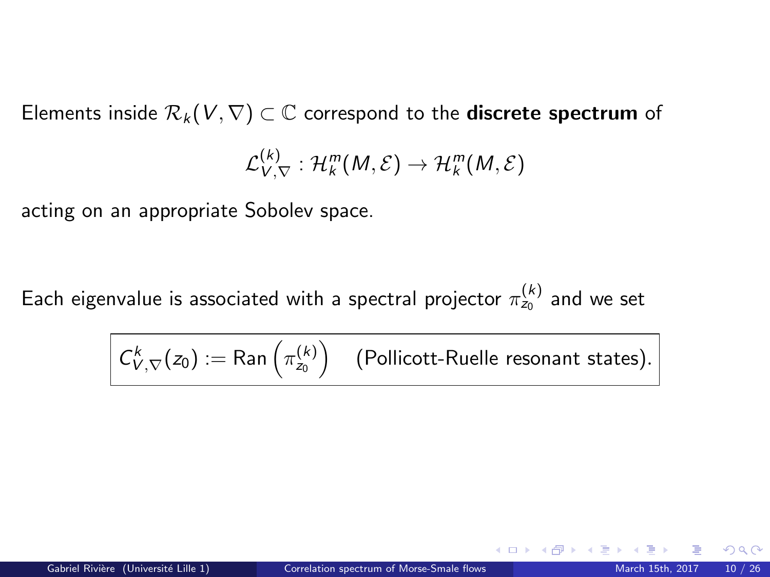Elements inside $\mathcal{R}_k(V, \nabla) \subset \mathbb{C}$ correspond to the **discrete spectrum** of

$$\mathcal{L}_{V,\nabla}^{(k)} : \mathcal{H}_k^m(M, \mathcal{E}) \rightarrow \mathcal{H}_k^m(M, \mathcal{E})$$

acting on an appropriate Sobolev space.

Each eigenvalue is associated with a spectral projector $\pi_{z_0}^{(k)}$ and we set

$$\boxed{C_{V,\nabla}^k(z_0) := \text{Ran}\left(\pi_{z_0}^{(k)}\right) \quad \text{(Pollicott-Ruelle resonant states).}}$$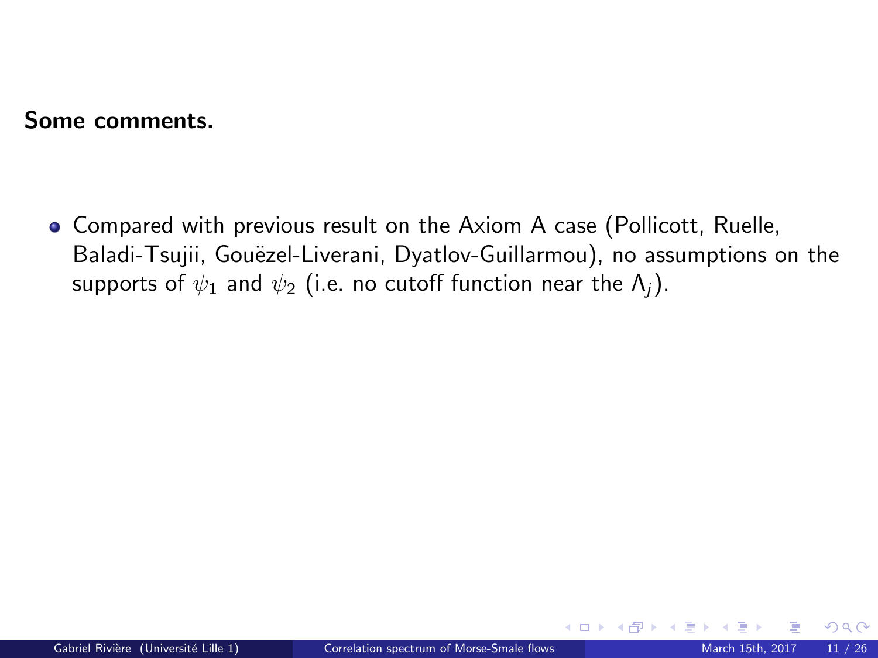**Some comments.**

- Compared with previous result on the Axiom A case (Pollicott, Ruelle, Baladi-Tsujii, Gouëzel-Liverani, Dyatlov-Guillarmou), no assumptions on the supports of $\psi_1$ and $\psi_2$ (i.e. no cutoff function near the $\Lambda_j$).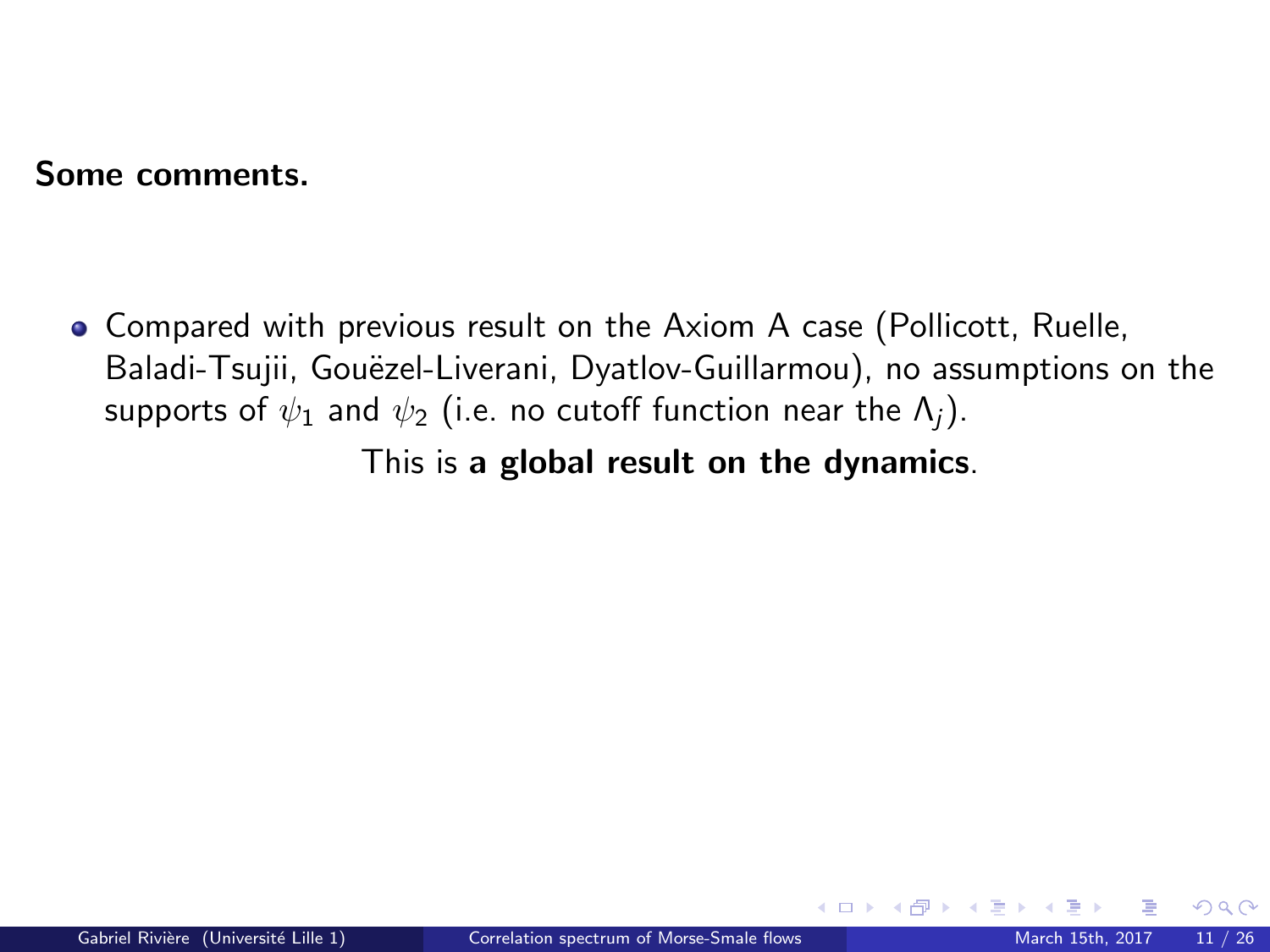**Some comments.**

- Compared with previous result on the Axiom A case (Pollicott, Ruelle, Baladi-Tsujii, Gouëzel-Liverani, Dyatlov-Guillarmou), no assumptions on the supports of $\psi_1$ and $\psi_2$ (i.e. no cutoff function near the $\Lambda_j$).

  This is **a global result on the dynamics**.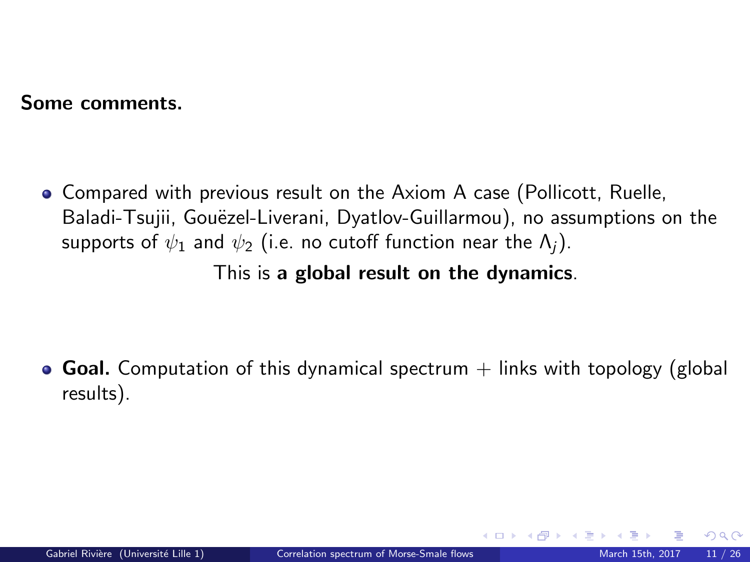**Some comments.**

- Compared with previous result on the Axiom A case (Pollicott, Ruelle, Baladi-Tsujii, Gouëzel-Liverani, Dyatlov-Guillarmou), no assumptions on the supports of $\psi_1$ and $\psi_2$ (i.e. no cutoff function near the $\Lambda_j$).

  This is **a global result on the dynamics**.

- **Goal.** Computation of this dynamical spectrum + links with topology (global results).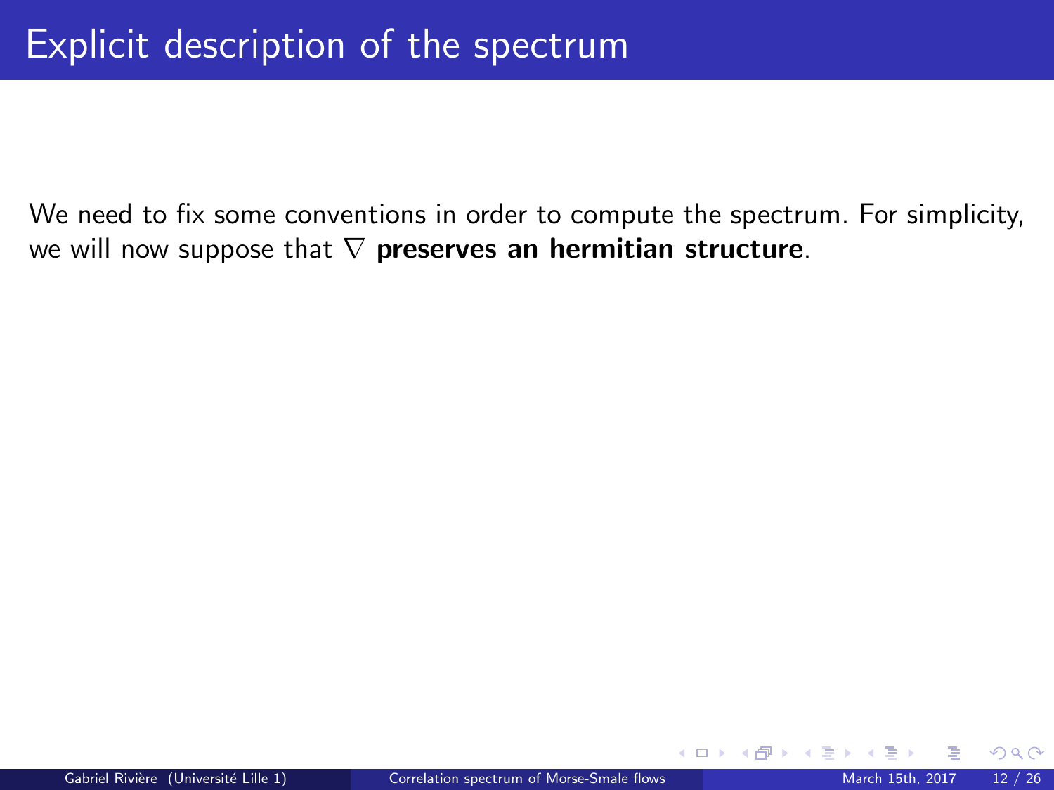# Explicit description of the spectrum

We need to fix some conventions in order to compute the spectrum. For simplicity, we will now suppose that $\nabla$ **preserves an hermitian structure**.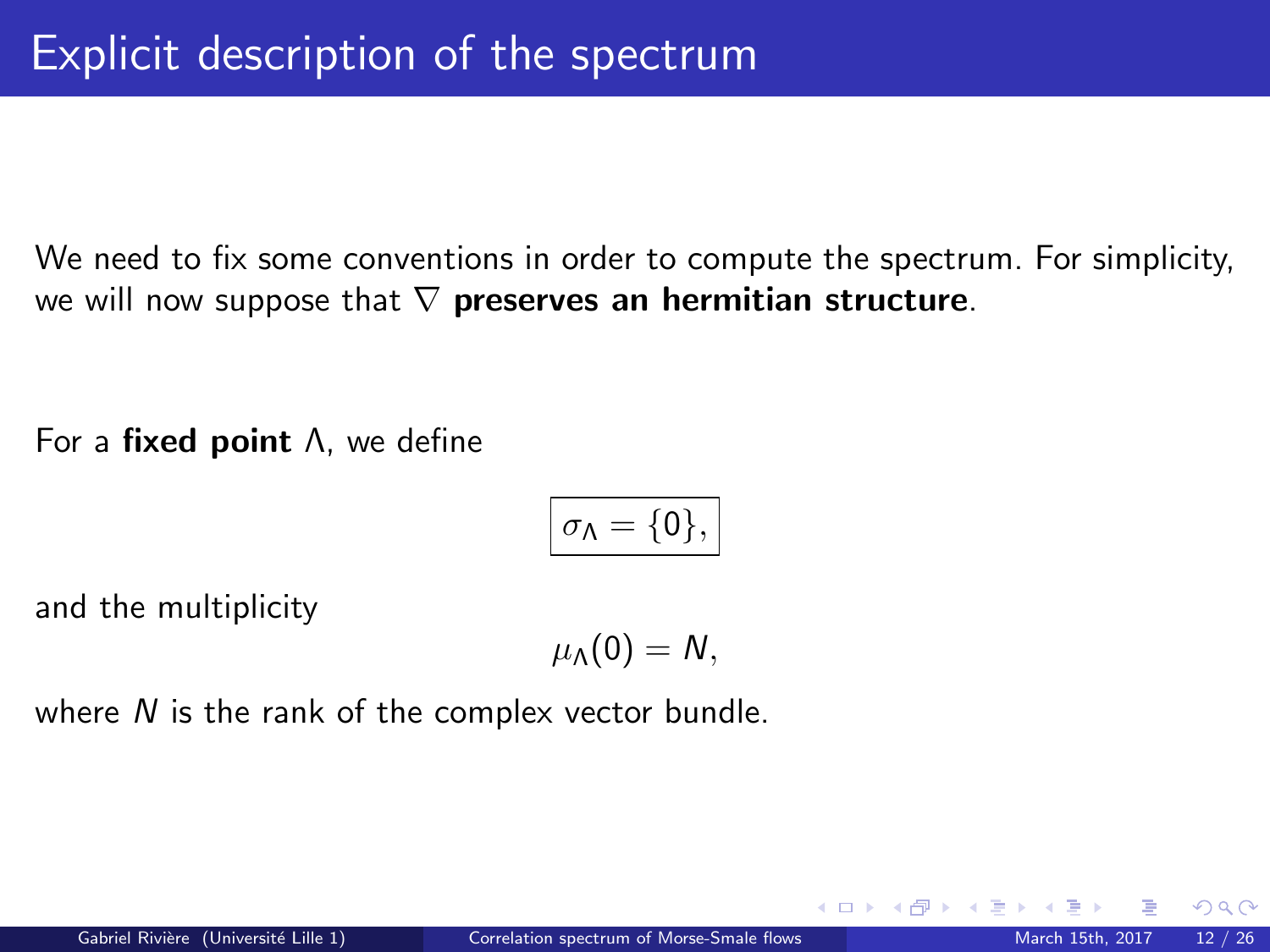# Explicit description of the spectrum

We need to fix some conventions in order to compute the spectrum. For simplicity, we will now suppose that $\nabla$ **preserves an hermitian structure**.

For a **fixed point** $\Lambda$, we define

$$\boxed{\sigma_\Lambda = \{0\},}$$

and the multiplicity

$$\mu_\Lambda(0) = N,$$

where $N$ is the rank of the complex vector bundle.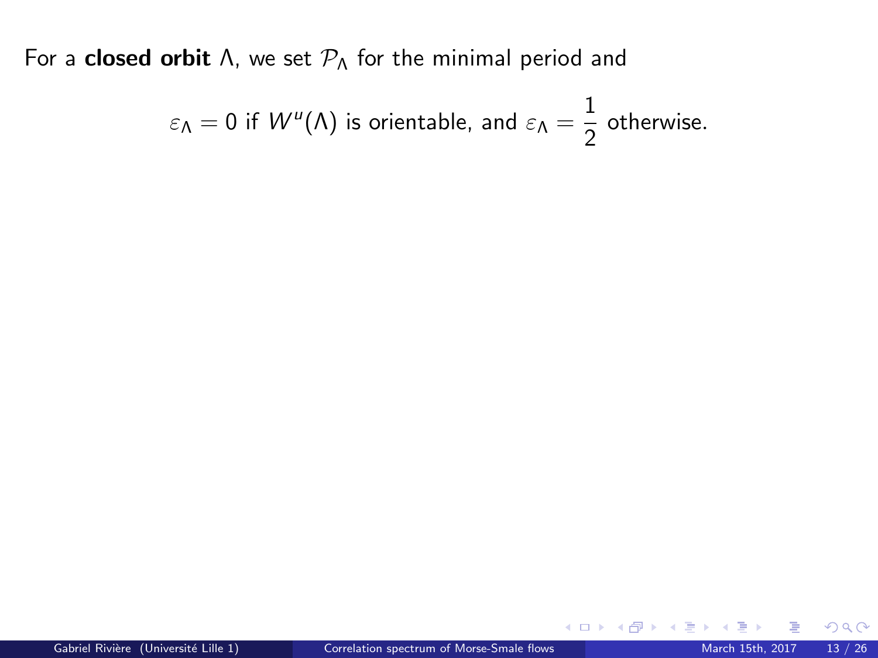For a **closed orbit** $\Lambda$, we set $\mathcal{P}_\Lambda$ for the minimal period and

$$\varepsilon_\Lambda = 0 \text{ if } W^u(\Lambda) \text{ is orientable, and } \varepsilon_\Lambda = \frac{1}{2} \text{ otherwise.}$$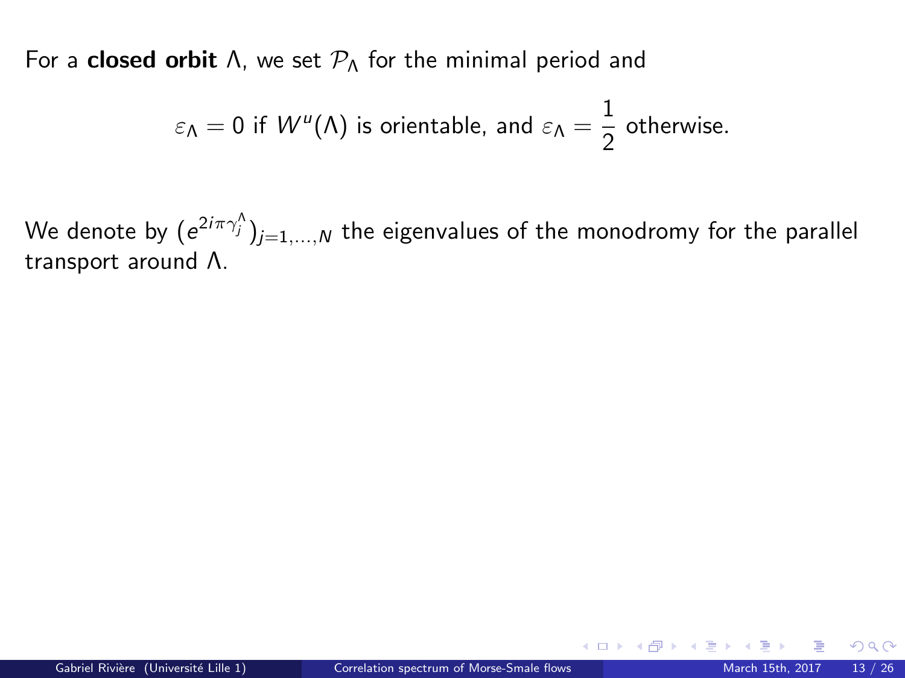For a **closed orbit** $\Lambda$, we set $\mathcal{P}_\Lambda$ for the minimal period and

$$\varepsilon_\Lambda = 0 \text{ if } W^u(\Lambda) \text{ is orientable, and } \varepsilon_\Lambda = \frac{1}{2} \text{ otherwise.}$$

We denote by $(e^{2i\pi\gamma_j^\Lambda})_{j=1,\ldots,N}$ the eigenvalues of the monodromy for the parallel transport around $\Lambda$.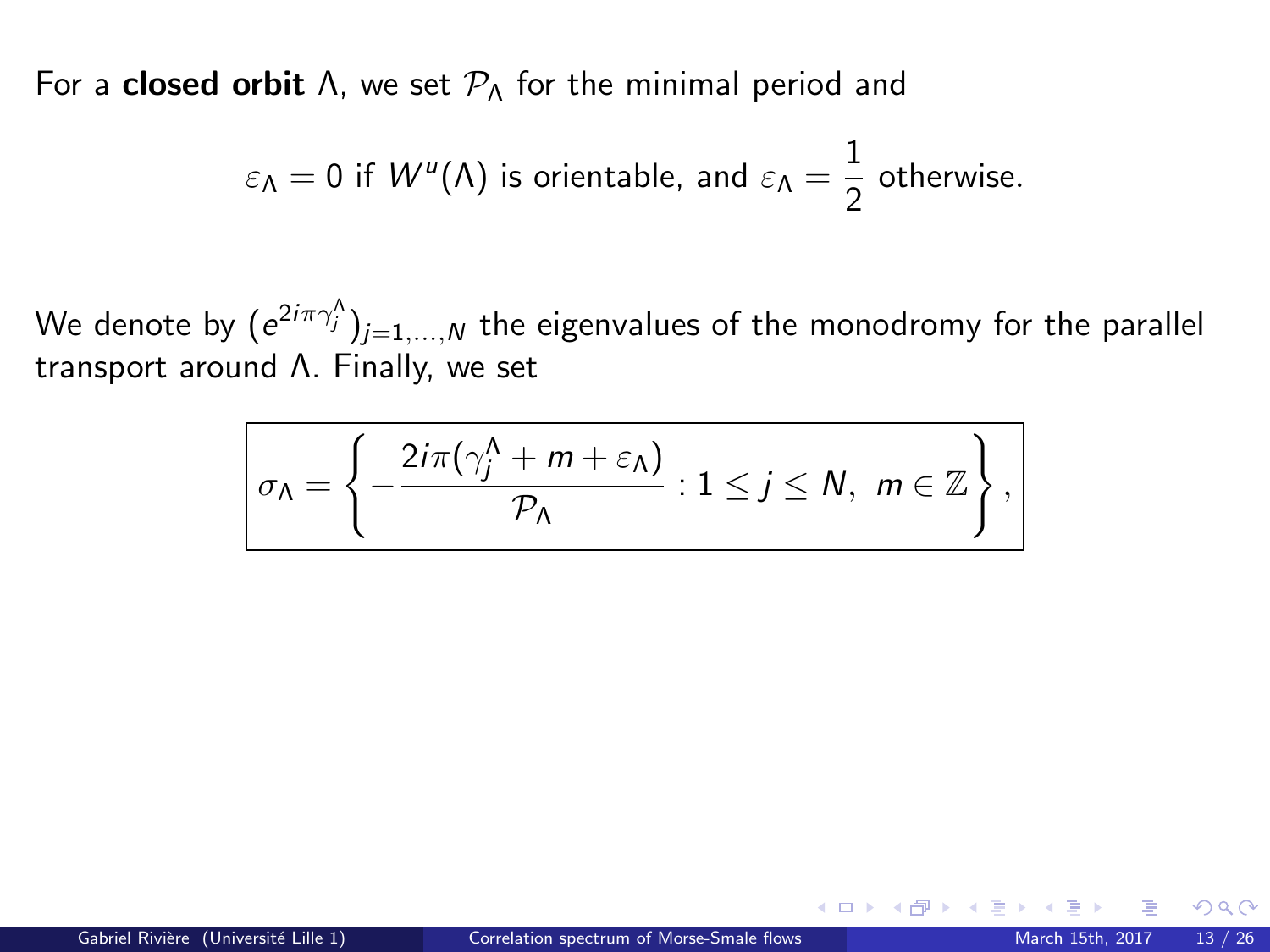For a **closed orbit** $\Lambda$, we set $\mathcal{P}_\Lambda$ for the minimal period and

$$\varepsilon_\Lambda = 0 \text{ if } W^u(\Lambda) \text{ is orientable, and } \varepsilon_\Lambda = \frac{1}{2} \text{ otherwise.}$$

We denote by $(e^{2i\pi\gamma_j^\Lambda})_{j=1,\ldots,N}$ the eigenvalues of the monodromy for the parallel transport around $\Lambda$. Finally, we set

$$\boxed{\sigma_\Lambda = \left\{ -\frac{2i\pi(\gamma_j^\Lambda + m + \varepsilon_\Lambda)}{\mathcal{P}_\Lambda} : 1 \leq j \leq N,\ m \in \mathbb{Z} \right\},}$$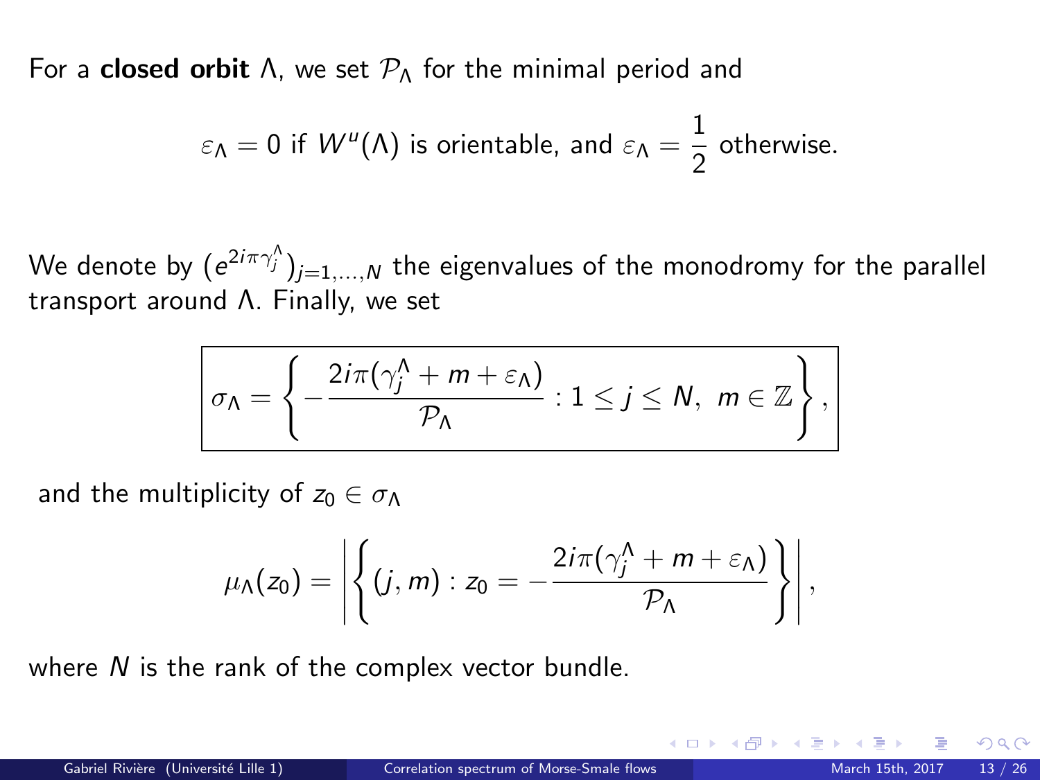For a **closed orbit** $\Lambda$, we set $\mathcal{P}_\Lambda$ for the minimal period and

$$\varepsilon_\Lambda = 0 \text{ if } W^u(\Lambda) \text{ is orientable, and } \varepsilon_\Lambda = \frac{1}{2} \text{ otherwise.}$$

We denote by $(e^{2i\pi\gamma_j^\Lambda})_{j=1,\ldots,N}$ the eigenvalues of the monodromy for the parallel transport around $\Lambda$. Finally, we set

$$\boxed{\sigma_\Lambda = \left\{ -\frac{2i\pi(\gamma_j^\Lambda + m + \varepsilon_\Lambda)}{\mathcal{P}_\Lambda} : 1 \leq j \leq N,\ m \in \mathbb{Z} \right\},}$$

and the multiplicity of $z_0 \in \sigma_\Lambda$

$$\mu_\Lambda(z_0) = \left| \left\{ (j, m) : z_0 = -\frac{2i\pi(\gamma_j^\Lambda + m + \varepsilon_\Lambda)}{\mathcal{P}_\Lambda} \right\} \right|,$$

where $N$ is the rank of the complex vector bundle.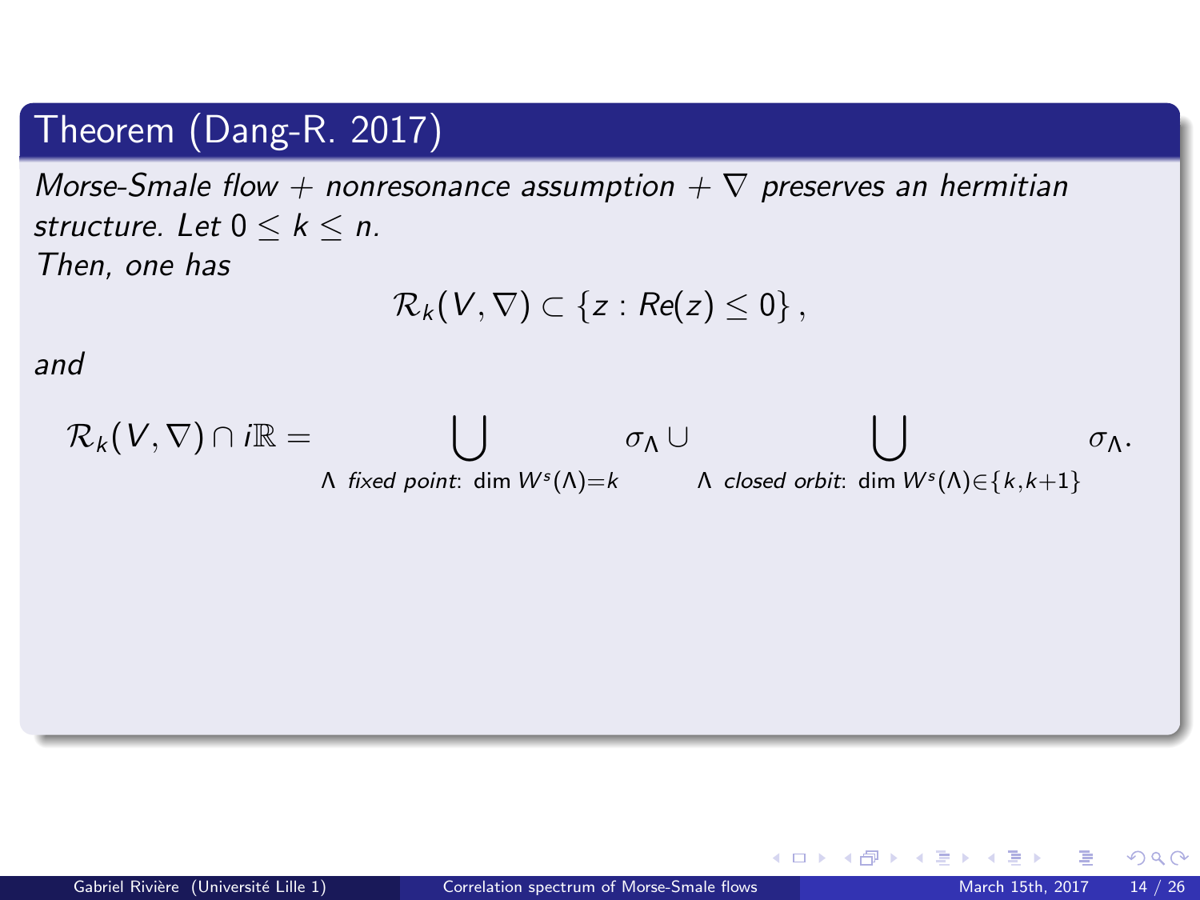## Theorem (Dang-R. 2017)

*Morse-Smale flow + nonresonance assumption + $\nabla$ preserves an hermitian structure. Let $0 \leq k \leq n$.*
*Then, one has*

$$\mathcal{R}_k(V, \nabla) \subset \{z : Re(z) \leq 0\},$$

*and*

$$\mathcal{R}_k(V, \nabla) \cap i\mathbb{R} = \bigcup_{\Lambda \text{ fixed point: } \dim W^s(\Lambda) = k} \sigma_\Lambda \cup \bigcup_{\Lambda \text{ closed orbit: } \dim W^s(\Lambda) \in \{k, k+1\}} \sigma_\Lambda .$$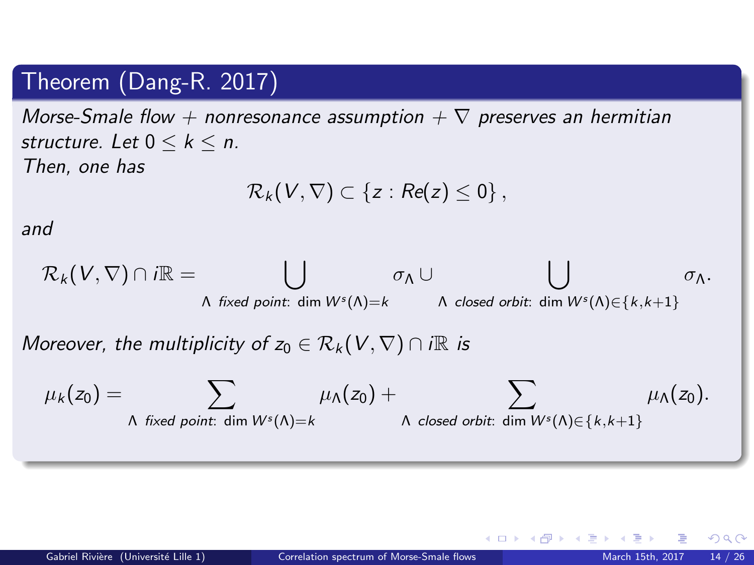## Theorem (Dang-R. 2017)

*Morse-Smale flow + nonresonance assumption + $\nabla$ preserves an hermitian structure. Let $0 \leq k \leq n$.*
*Then, one has*

$$\mathcal{R}_k(V, \nabla) \subset \{z : Re(z) \leq 0\},$$

*and*

$$\mathcal{R}_k(V, \nabla) \cap i\mathbb{R} = \bigcup_{\Lambda \text{ fixed point}: \dim W^s(\Lambda)=k} \sigma_\Lambda \cup \bigcup_{\Lambda \text{ closed orbit}: \dim W^s(\Lambda) \in \{k, k+1\}} \sigma_\Lambda.$$

*Moreover, the multiplicity of $z_0 \in \mathcal{R}_k(V, \nabla) \cap i\mathbb{R}$ is*

$$\mu_k(z_0) = \sum_{\Lambda \text{ fixed point}: \dim W^s(\Lambda)=k} \mu_\Lambda(z_0) + \sum_{\Lambda \text{ closed orbit}: \dim W^s(\Lambda) \in \{k, k+1\}} \mu_\Lambda(z_0).$$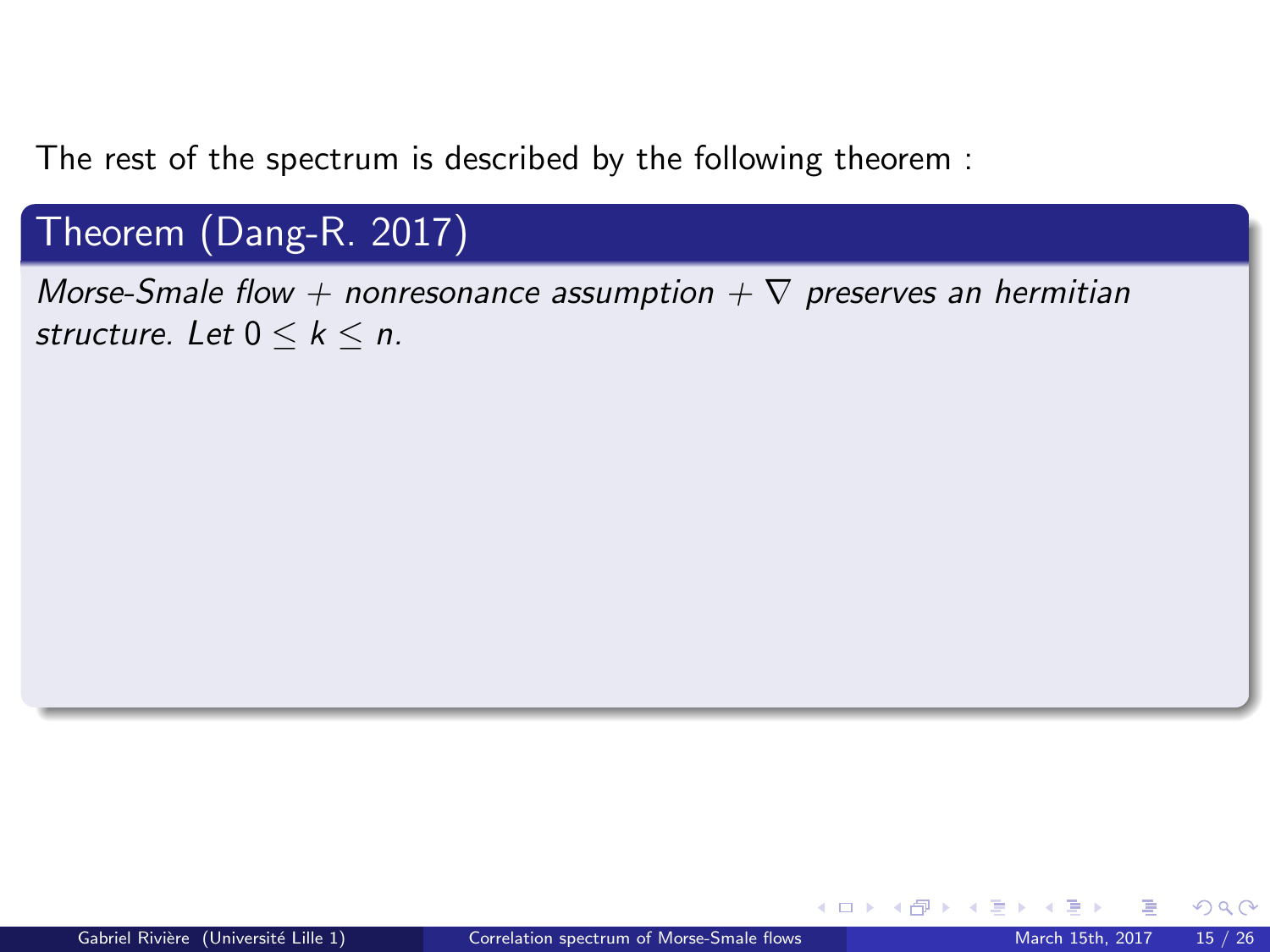The rest of the spectrum is described by the following theorem :

**Theorem (Dang-R. 2017)**

*Morse-Smale flow + nonresonance assumption + $\nabla$ preserves an hermitian structure. Let $0 \leq k \leq n$.*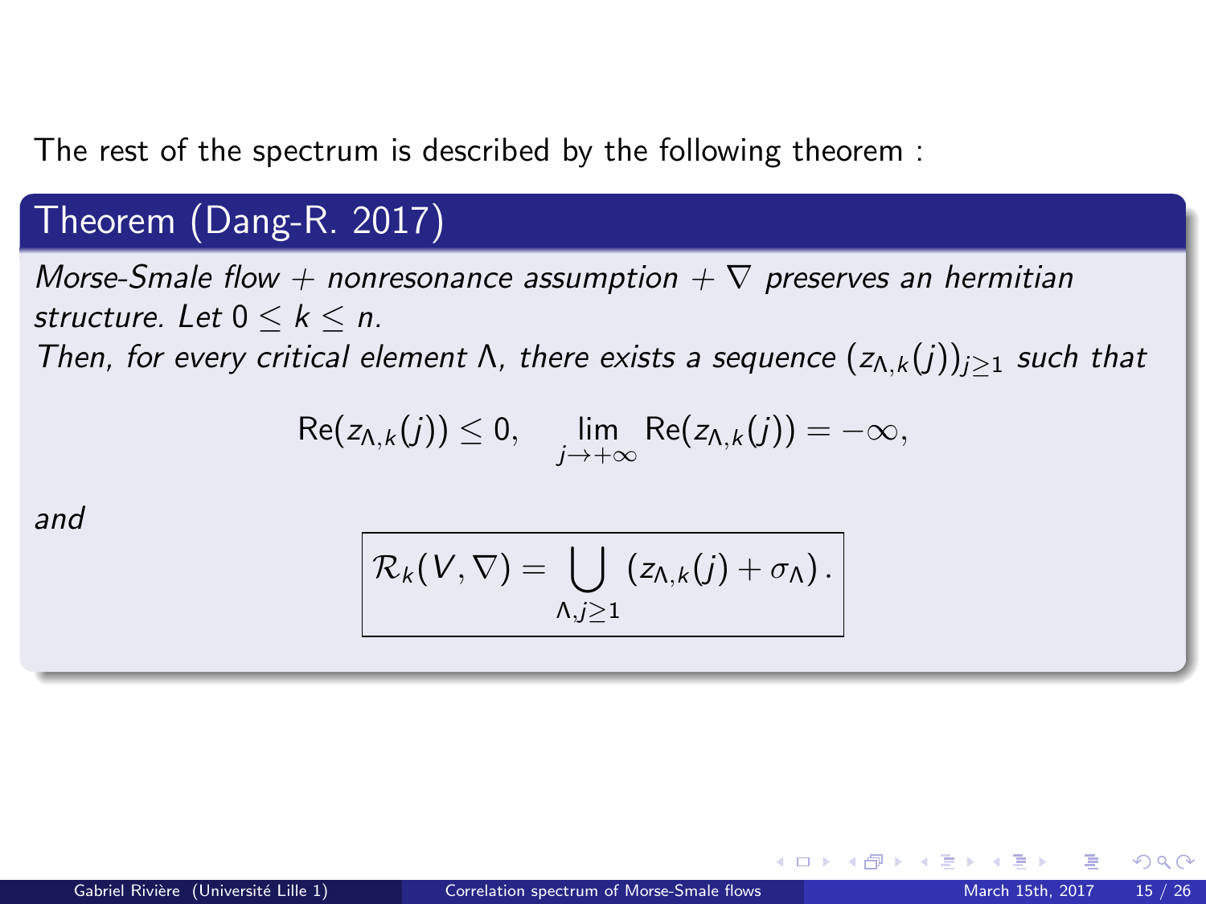The rest of the spectrum is described by the following theorem :

**Theorem (Dang-R. 2017)**

*Morse-Smale flow + nonresonance assumption + $\nabla$ preserves an hermitian structure. Let $0 \leq k \leq n$.*
*Then, for every critical element $\Lambda$, there exists a sequence $(z_{\Lambda,k}(j))_{j\geq 1}$ such that*

$$\text{Re}(z_{\Lambda,k}(j)) \leq 0, \quad \lim_{j\to+\infty} \text{Re}(z_{\Lambda,k}(j)) = -\infty,$$

*and*

$$\boxed{\mathcal{R}_k(V,\nabla) = \bigcup_{\Lambda, j\geq 1} \left(z_{\Lambda,k}(j) + \sigma_\Lambda\right).}$$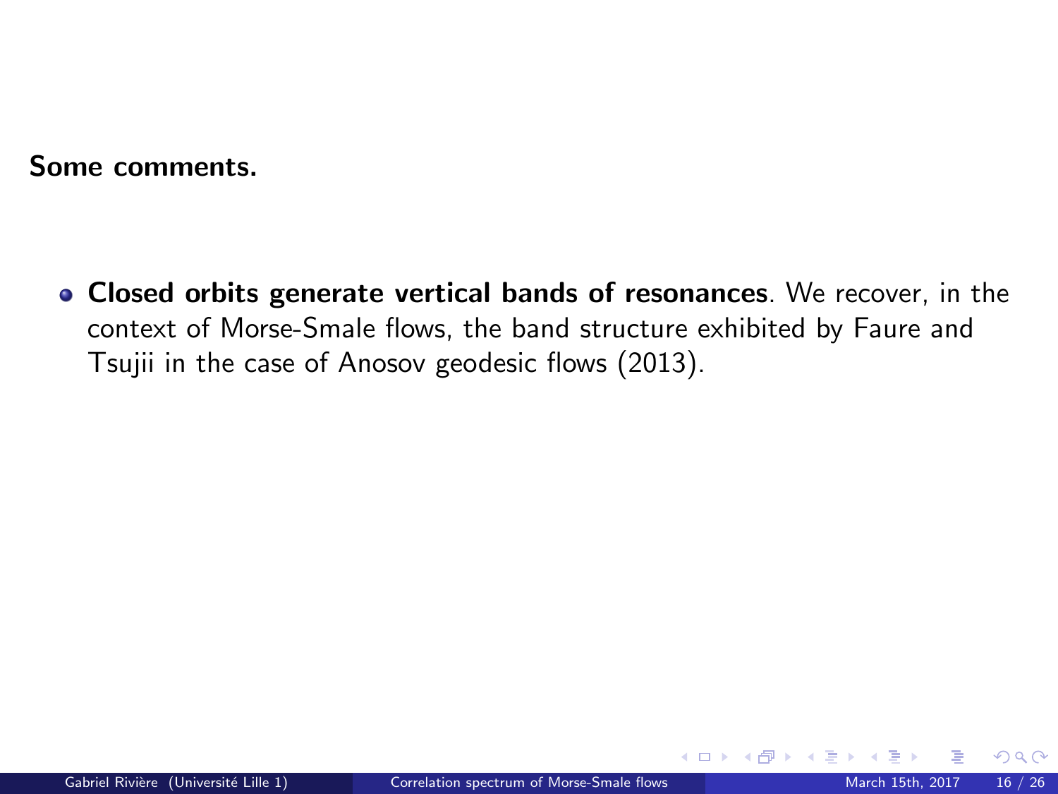**Some comments.**

- **Closed orbits generate vertical bands of resonances**. We recover, in the context of Morse-Smale flows, the band structure exhibited by Faure and Tsujii in the case of Anosov geodesic flows (2013).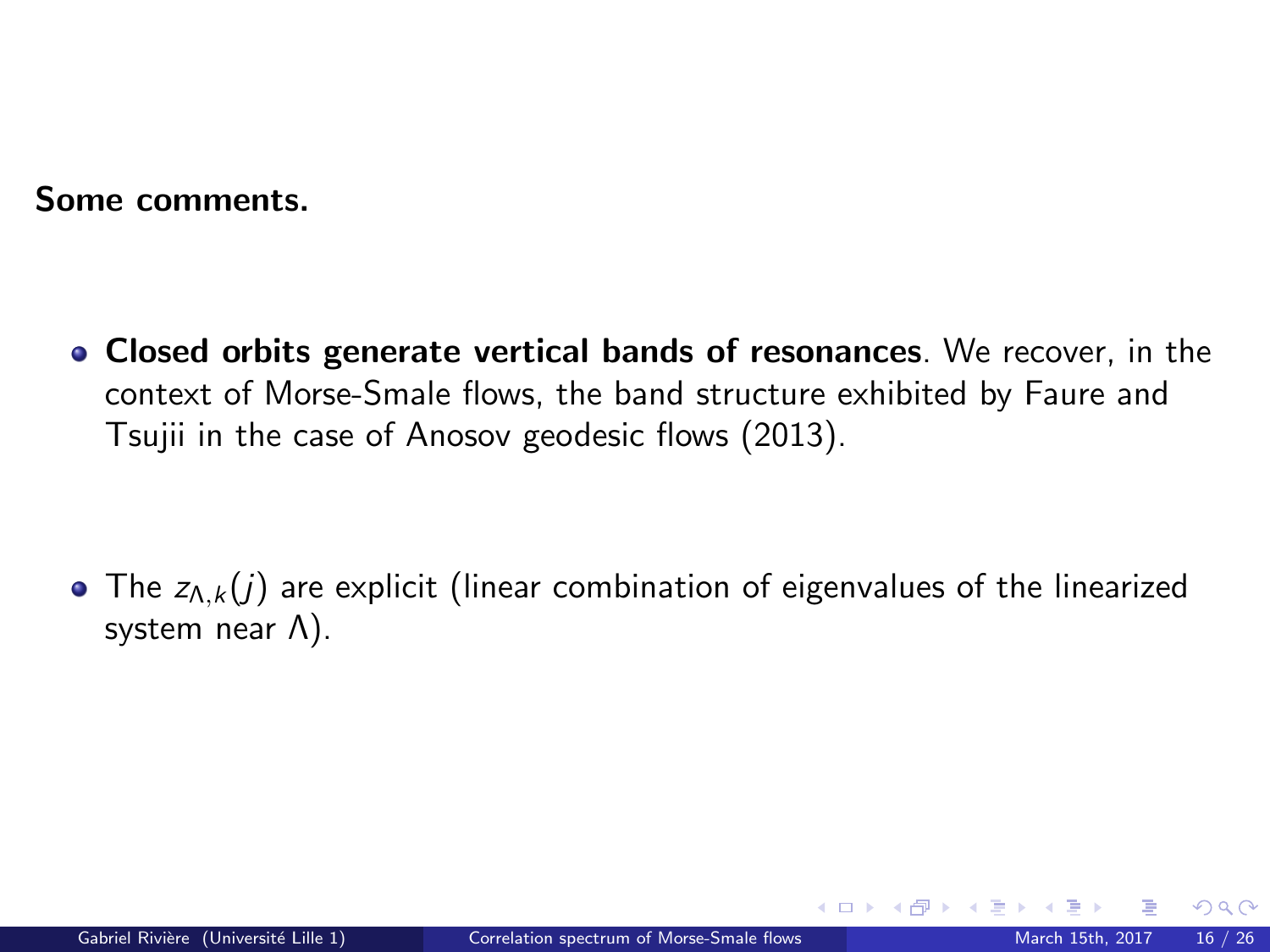**Some comments.**

- **Closed orbits generate vertical bands of resonances**. We recover, in the context of Morse-Smale flows, the band structure exhibited by Faure and Tsujii in the case of Anosov geodesic flows (2013).

- The $z_{\Lambda,k}(j)$ are explicit (linear combination of eigenvalues of the linearized system near $\Lambda$).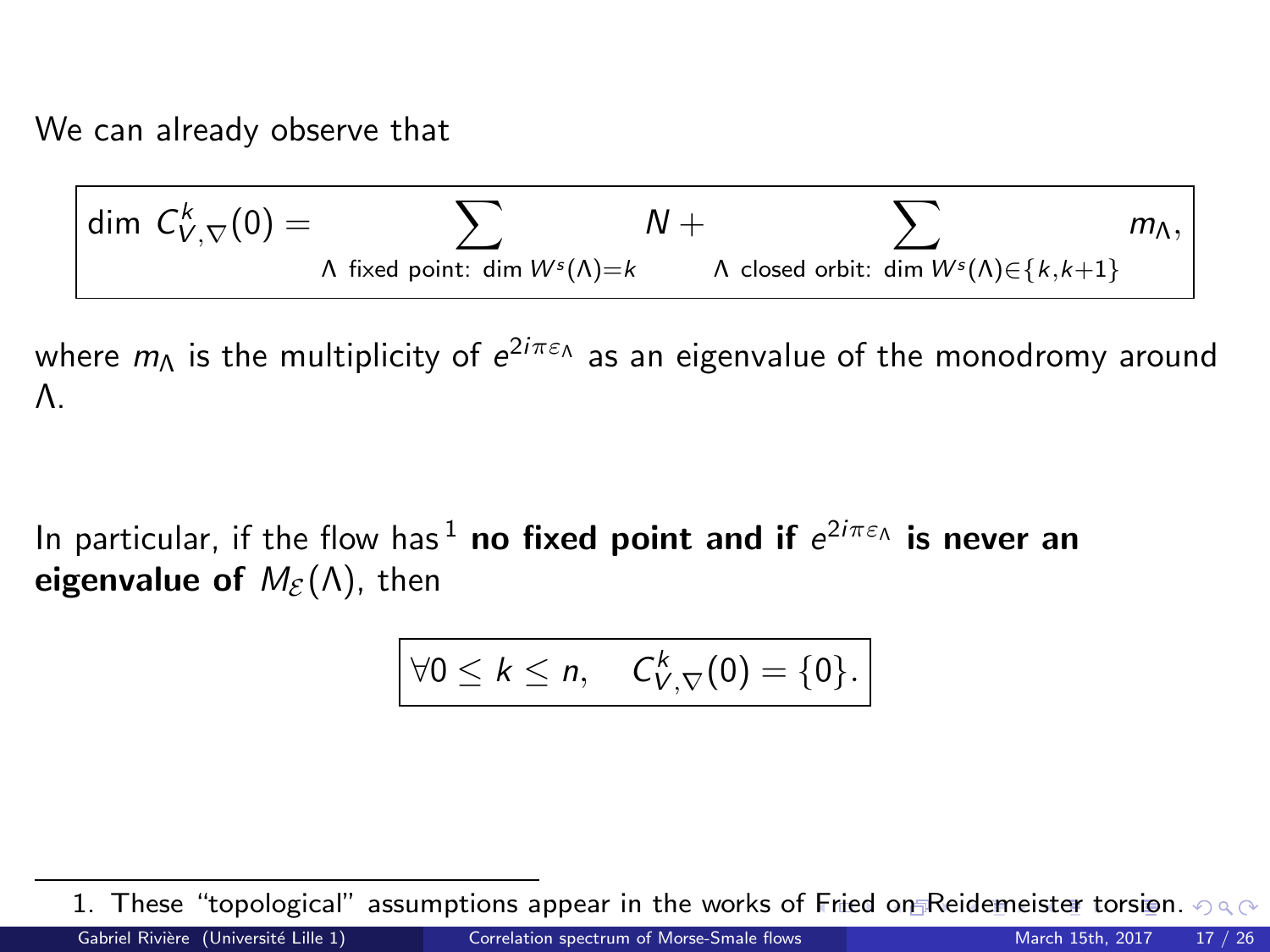We can already observe that

$$\dim\ C^k_{V,\nabla}(0) = \sum_{\Lambda \text{ fixed point: } \dim W^s(\Lambda)=k} N + \sum_{\Lambda \text{ closed orbit: } \dim W^s(\Lambda)\in\{k,k+1\}} m_\Lambda,$$

where $m_\Lambda$ is the multiplicity of $e^{2i\pi\varepsilon_\Lambda}$ as an eigenvalue of the monodromy around $\Lambda$.

In particular, if the flow has[1] **no fixed point and if $e^{2i\pi\varepsilon_\Lambda}$ is never an eigenvalue of $M_{\mathcal{E}}(\Lambda)$**, then

$$\forall 0 \leq k \leq n, \quad C^k_{V,\nabla}(0) = \{0\}.$$

1. These "topological" assumptions appear in the works of Fried on Reidemeister torsion.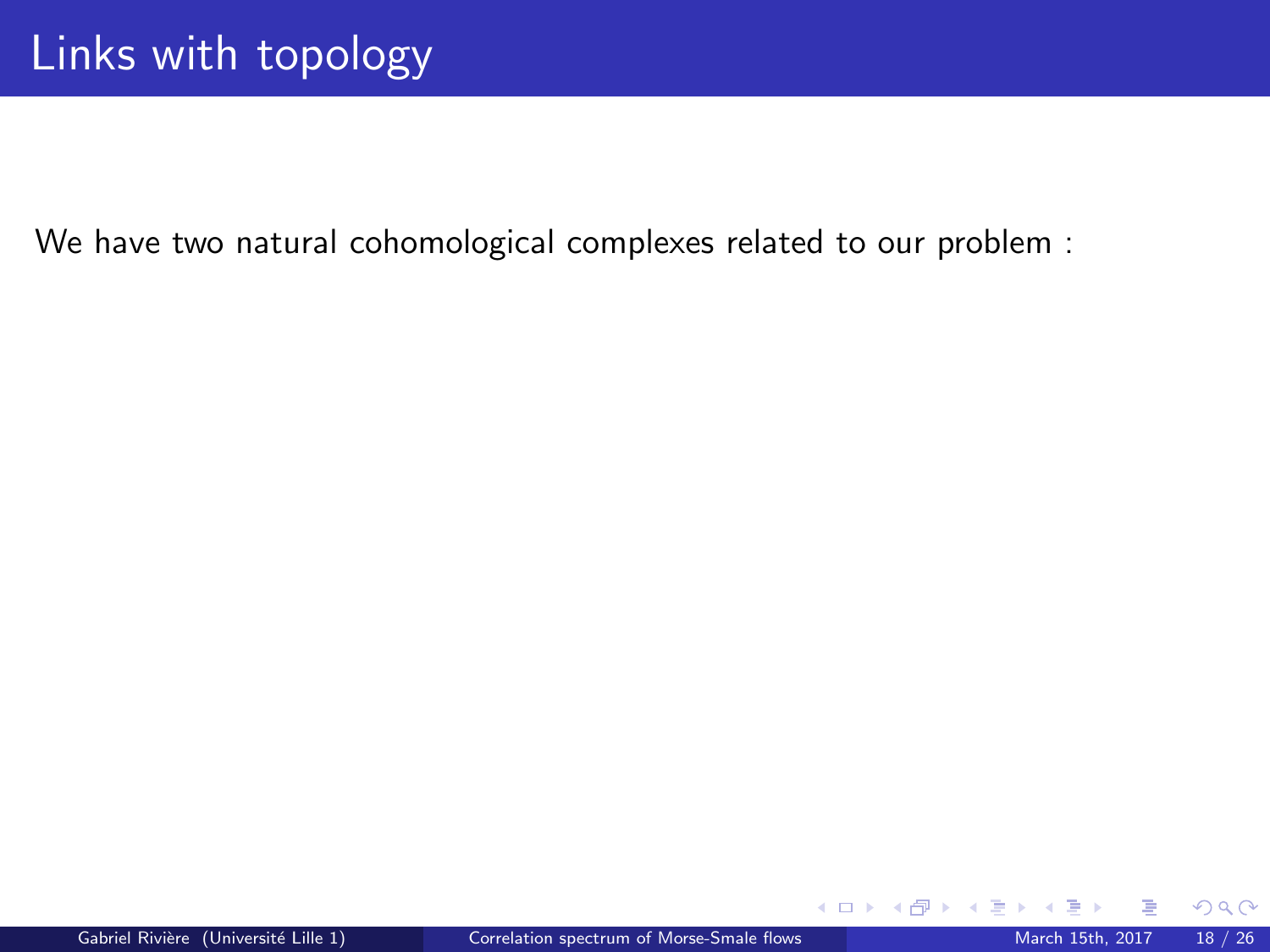# Links with topology

We have two natural cohomological complexes related to our problem :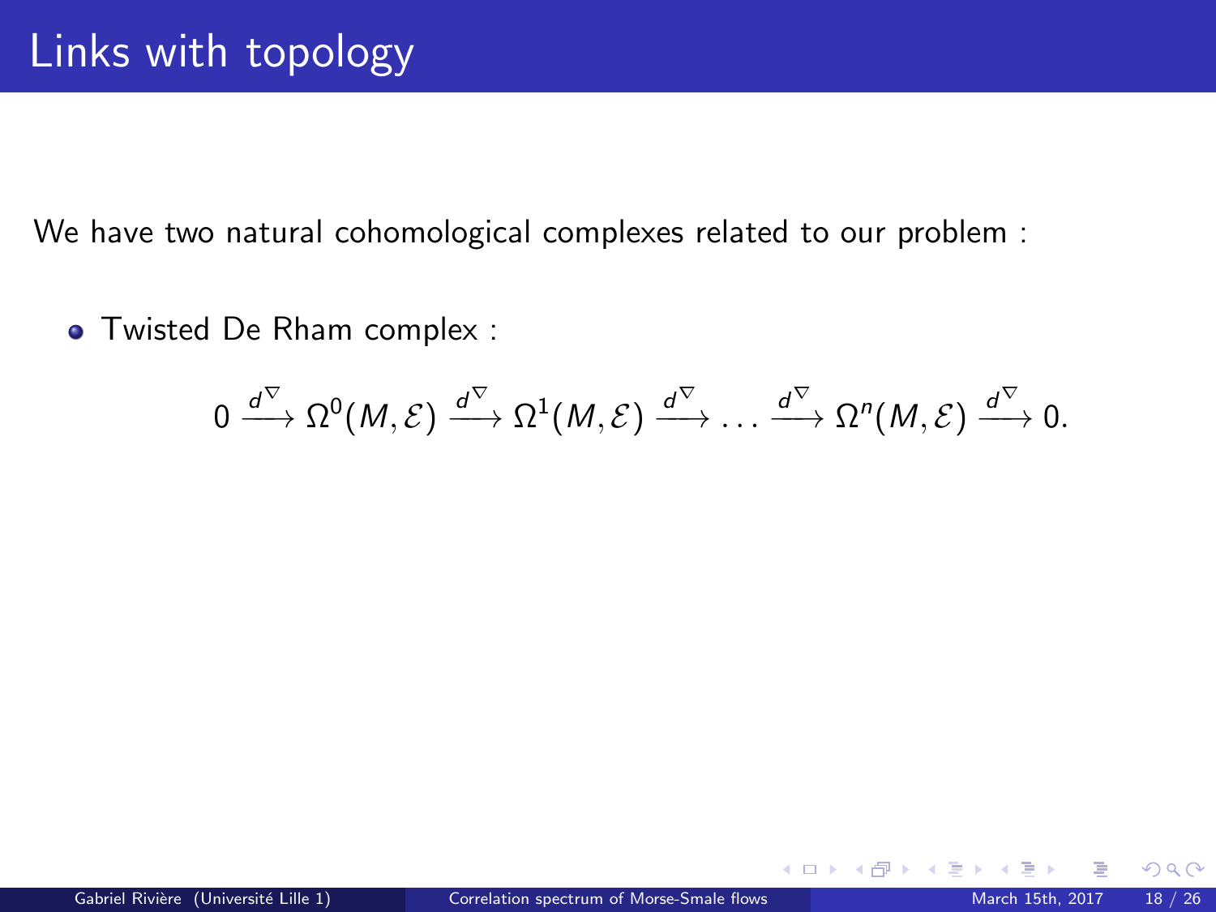# Links with topology

We have two natural cohomological complexes related to our problem :

- Twisted De Rham complex :

$$0 \xrightarrow{d^{\nabla}} \Omega^0(M, \mathcal{E}) \xrightarrow{d^{\nabla}} \Omega^1(M, \mathcal{E}) \xrightarrow{d^{\nabla}} \ldots \xrightarrow{d^{\nabla}} \Omega^n(M, \mathcal{E}) \xrightarrow{d^{\nabla}} 0.$$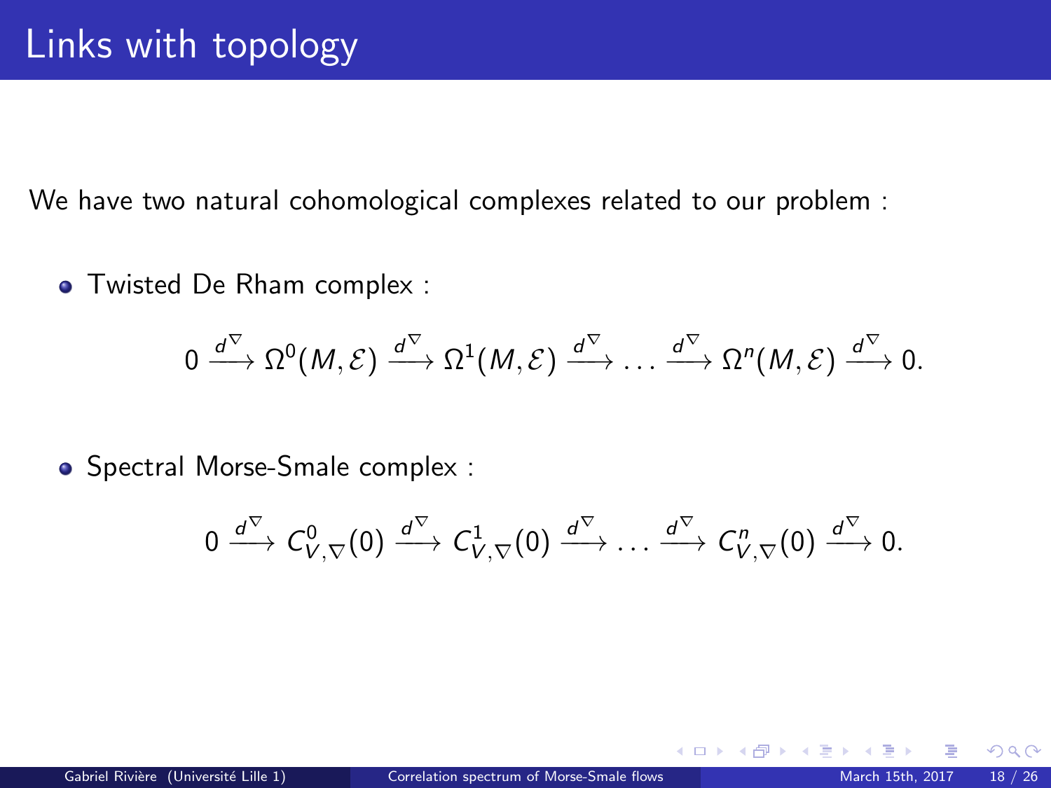# Links with topology

We have two natural cohomological complexes related to our problem :

- Twisted De Rham complex :

$$0 \xrightarrow{d^\nabla} \Omega^0(M,\mathcal{E}) \xrightarrow{d^\nabla} \Omega^1(M,\mathcal{E}) \xrightarrow{d^\nabla} \ldots \xrightarrow{d^\nabla} \Omega^n(M,\mathcal{E}) \xrightarrow{d^\nabla} 0.$$

- Spectral Morse-Smale complex :

$$0 \xrightarrow{d^\nabla} C^0_{V,\nabla}(0) \xrightarrow{d^\nabla} C^1_{V,\nabla}(0) \xrightarrow{d^\nabla} \ldots \xrightarrow{d^\nabla} C^n_{V,\nabla}(0) \xrightarrow{d^\nabla} 0.$$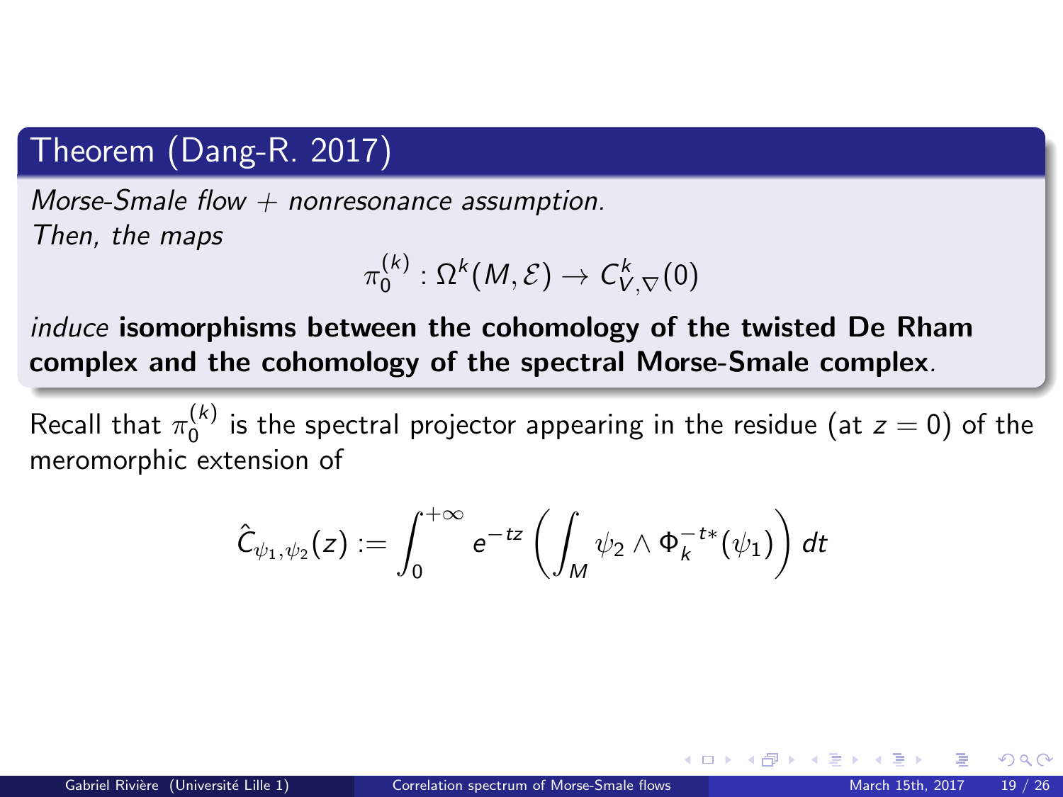## Theorem (Dang-R. 2017)

*Morse-Smale flow + nonresonance assumption.*
*Then, the maps*

$$\pi_0^{(k)} : \Omega^k(M, \mathcal{E}) \to C^k_{V,\nabla}(0)$$

*induce* **isomorphisms between the cohomology of the twisted De Rham complex and the cohomology of the spectral Morse-Smale complex**.

Recall that $\pi_0^{(k)}$ is the spectral projector appearing in the residue (at $z = 0$) of the meromorphic extension of

$$\hat{C}_{\psi_1,\psi_2}(z) := \int_0^{+\infty} e^{-tz} \left( \int_M \psi_2 \wedge \Phi_k^{-t*}(\psi_1) \right) dt$$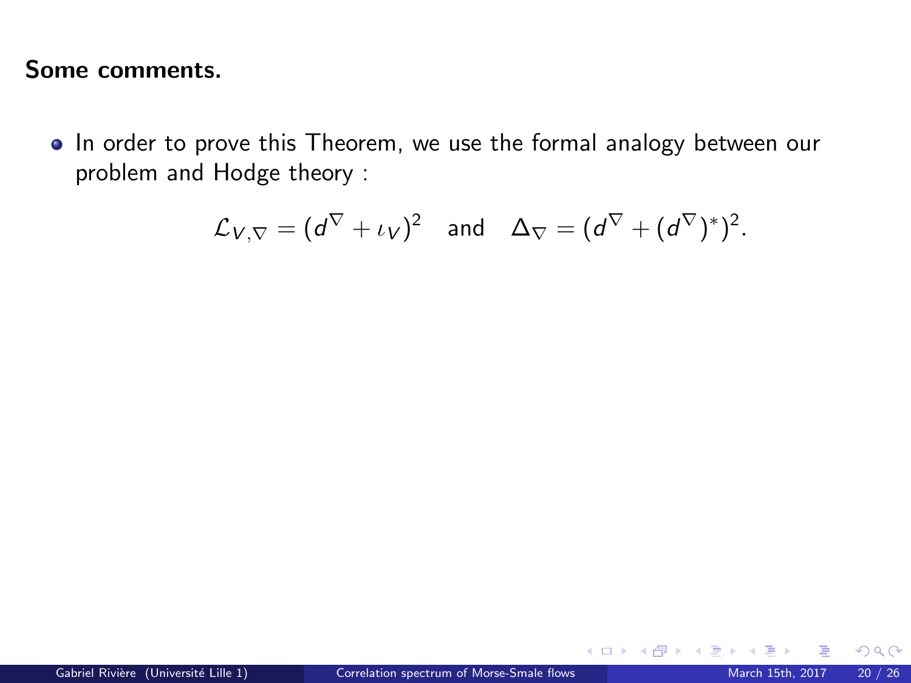**Some comments.**

- In order to prove this Theorem, we use the formal analogy between our problem and Hodge theory :

$$\mathcal{L}_{V,\nabla} = (d^{\nabla} + \iota_V)^2 \quad \text{and} \quad \Delta_{\nabla} = (d^{\nabla} + (d^{\nabla})^*)^2.$$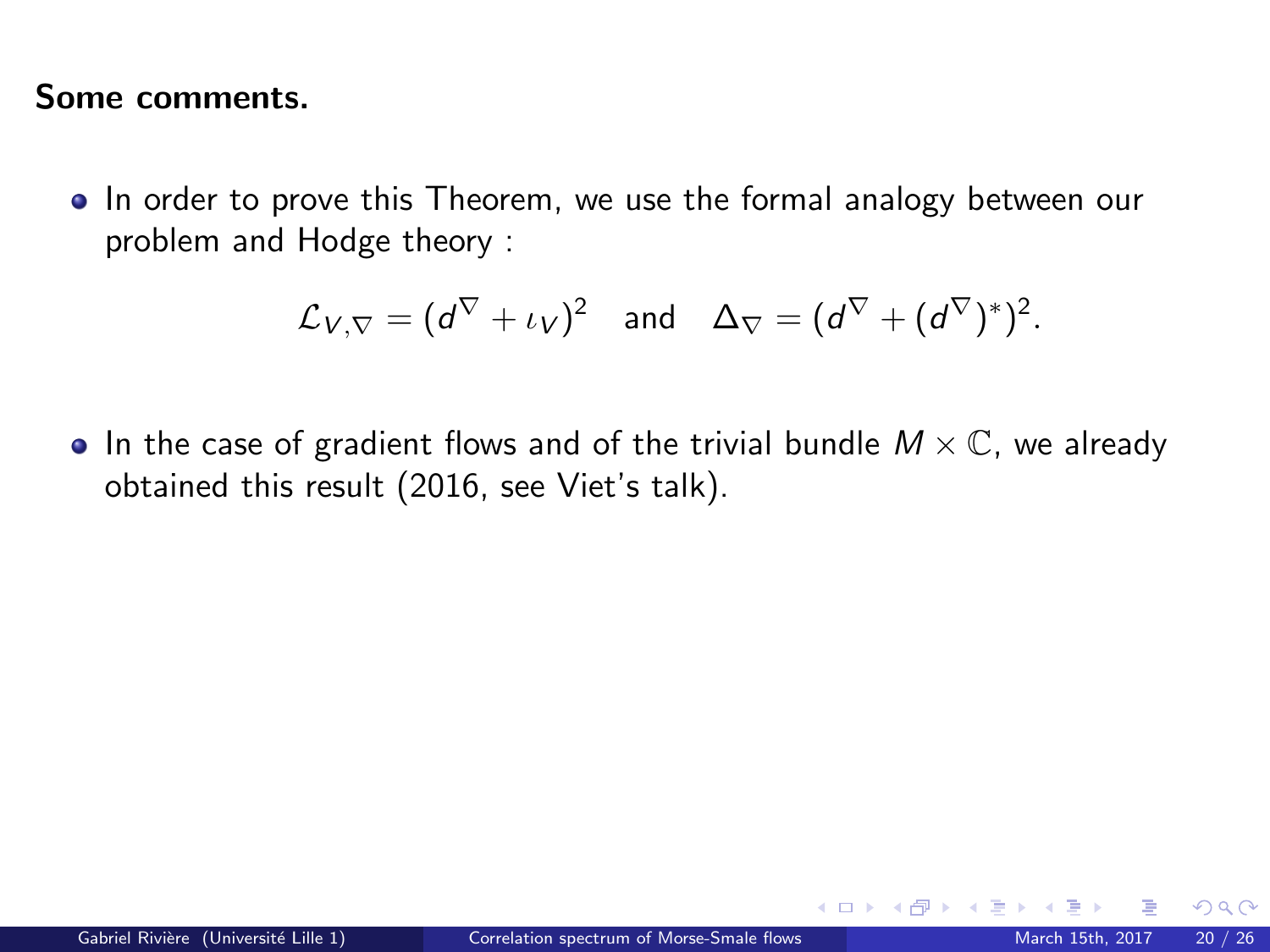**Some comments.**

- In order to prove this Theorem, we use the formal analogy between our problem and Hodge theory :

$$\mathcal{L}_{V,\nabla} = (d^{\nabla} + \iota_V)^2 \quad \text{and} \quad \Delta_{\nabla} = (d^{\nabla} + (d^{\nabla})^*)^2.$$

- In the case of gradient flows and of the trivial bundle $M \times \mathbb{C}$, we already obtained this result (2016, see Viet's talk).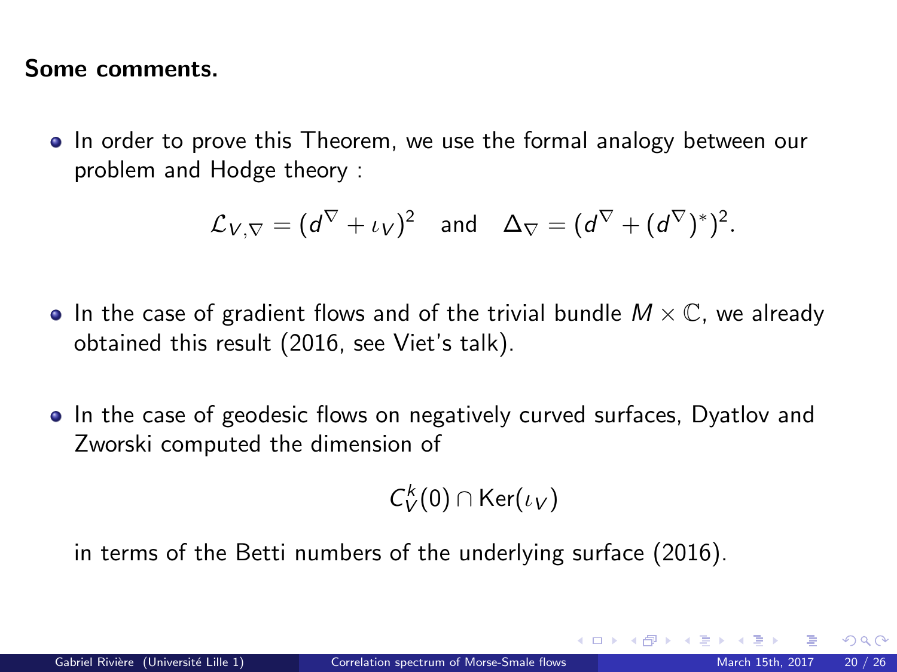**Some comments.**

- In order to prove this Theorem, we use the formal analogy between our problem and Hodge theory :

$$\mathcal{L}_{V,\nabla} = (d^{\nabla} + \iota_V)^2 \quad \text{and} \quad \Delta_{\nabla} = (d^{\nabla} + (d^{\nabla})^*)^2.$$

- In the case of gradient flows and of the trivial bundle $M \times \mathbb{C}$, we already obtained this result (2016, see Viet's talk).

- In the case of geodesic flows on negatively curved surfaces, Dyatlov and Zworski computed the dimension of

$$C_V^k(0) \cap \text{Ker}(\iota_V)$$

in terms of the Betti numbers of the underlying surface (2016).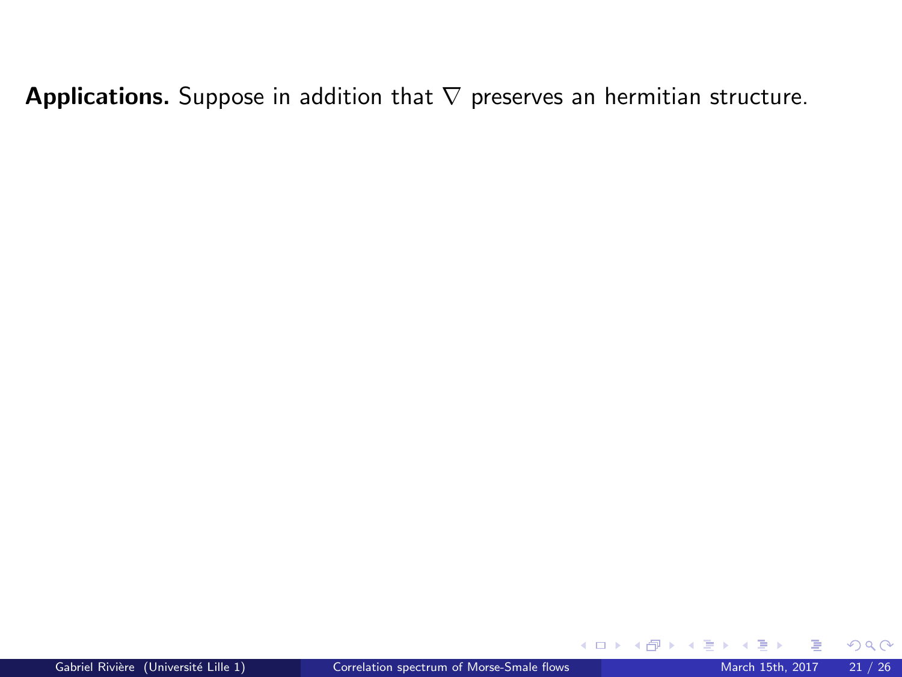**Applications.** Suppose in addition that $\nabla$ preserves an hermitian structure.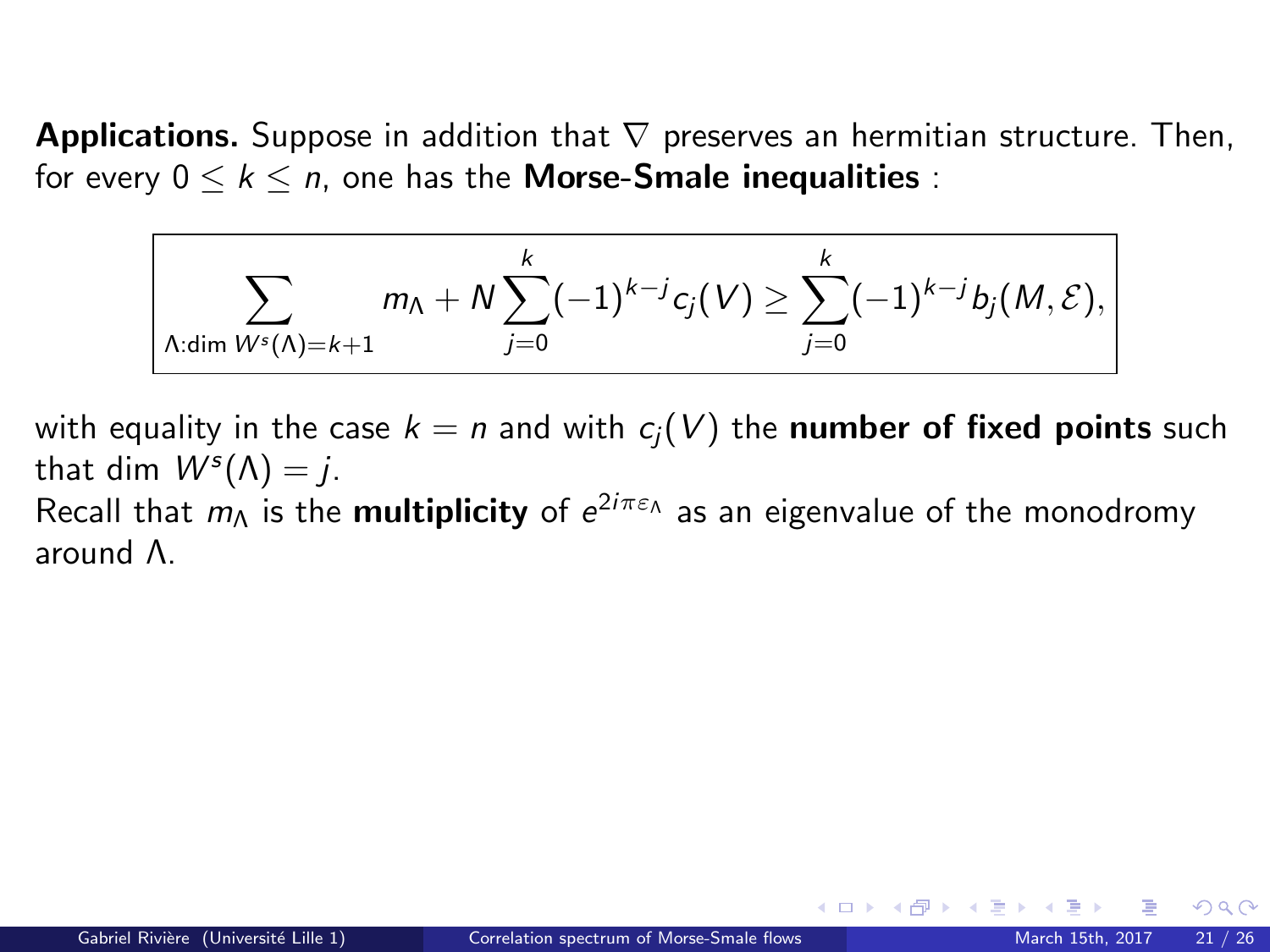**Applications.** Suppose in addition that $\nabla$ preserves an hermitian structure. Then, for every $0 \leq k \leq n$, one has the **Morse-Smale inequalities** :

$$\sum_{\Lambda:\dim W^s(\Lambda)=k+1} m_\Lambda + N\sum_{j=0}^{k}(-1)^{k-j}c_j(V) \geq \sum_{j=0}^{k}(-1)^{k-j}b_j(M,\mathcal{E}),$$

with equality in the case $k = n$ and with $c_j(V)$ the **number of fixed points** such that $\dim\, W^s(\Lambda) = j$.

Recall that $m_\Lambda$ is the **multiplicity** of $e^{2i\pi\varepsilon_\Lambda}$ as an eigenvalue of the monodromy around $\Lambda$.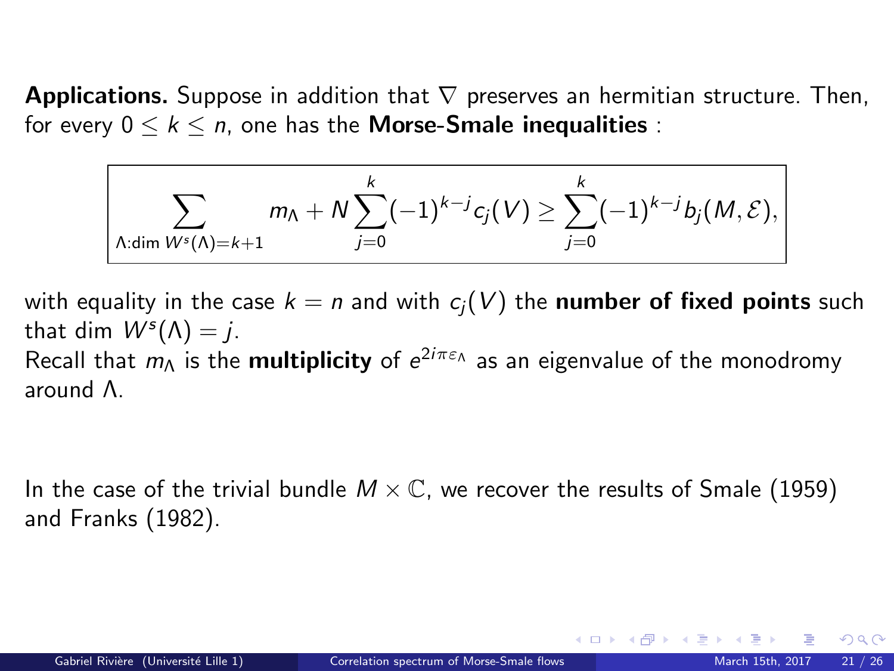**Applications.** Suppose in addition that $\nabla$ preserves an hermitian structure. Then, for every $0 \leq k \leq n$, one has the **Morse-Smale inequalities** :

$$\sum_{\Lambda:\dim W^s(\Lambda)=k+1} m_\Lambda + N\sum_{j=0}^{k}(-1)^{k-j}c_j(V) \geq \sum_{j=0}^{k}(-1)^{k-j}b_j(M,\mathcal{E}),$$

with equality in the case $k = n$ and with $c_j(V)$ the **number of fixed points** such that $\dim W^s(\Lambda) = j$.

Recall that $m_\Lambda$ is the **multiplicity** of $e^{2i\pi\varepsilon_\Lambda}$ as an eigenvalue of the monodromy around $\Lambda$.

In the case of the trivial bundle $M \times \mathbb{C}$, we recover the results of Smale (1959) and Franks (1982).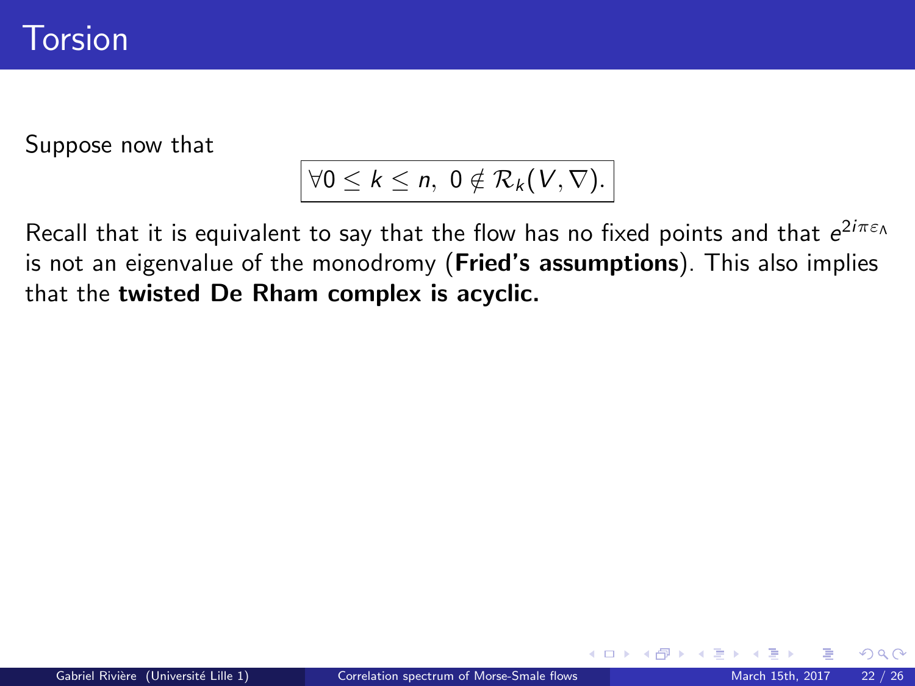# Torsion

Suppose now that

$$\boxed{\forall 0 \leq k \leq n,\ 0 \notin \mathcal{R}_k(V, \nabla).}$$

Recall that it is equivalent to say that the flow has no fixed points and that $e^{2i\pi\varepsilon_\Lambda}$ is not an eigenvalue of the monodromy (**Fried's assumptions**). This also implies that the **twisted De Rham complex is acyclic.**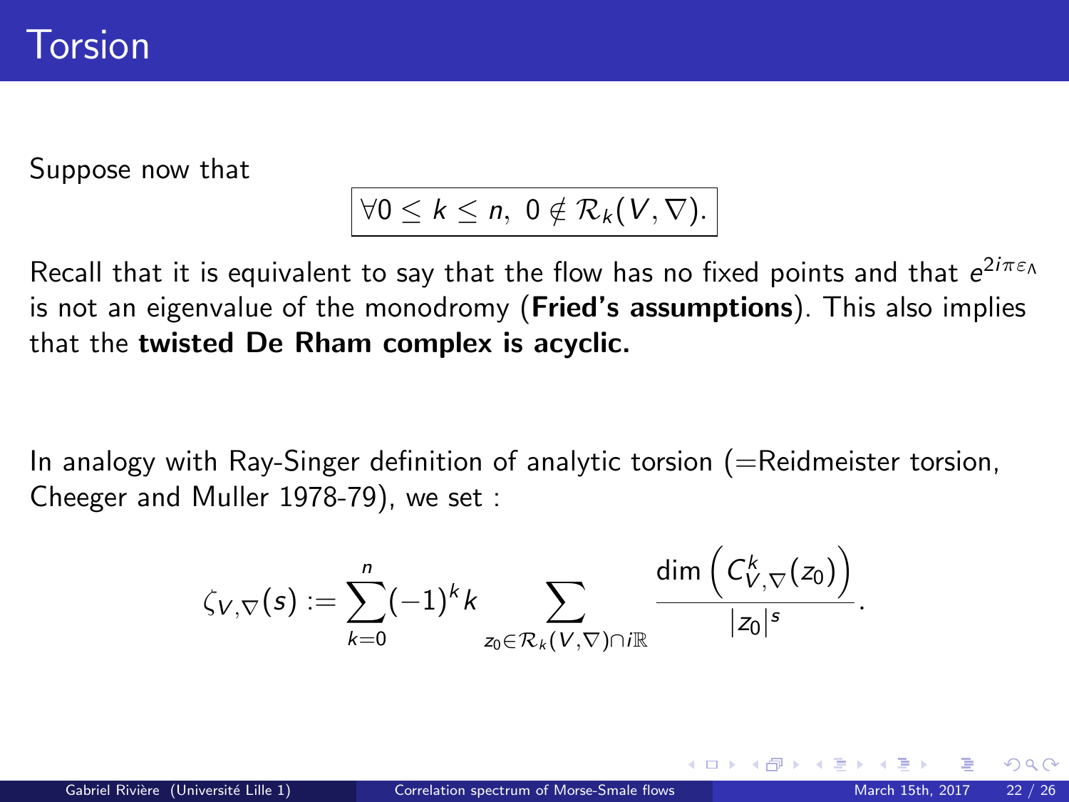# Torsion

Suppose now that

$$\boxed{\forall 0 \leq k \leq n,\ 0 \notin \mathcal{R}_k(V, \nabla).}$$

Recall that it is equivalent to say that the flow has no fixed points and that $e^{2i\pi\varepsilon_\Lambda}$ is not an eigenvalue of the monodromy (**Fried's assumptions**). This also implies that the **twisted De Rham complex is acyclic.**

In analogy with Ray-Singer definition of analytic torsion (=Reidmeister torsion, Cheeger and Muller 1978-79), we set :

$$\zeta_{V,\nabla}(s) := \sum_{k=0}^{n} (-1)^k k \sum_{z_0 \in \mathcal{R}_k(V,\nabla) \cap i\mathbb{R}} \frac{\dim \left( C^k_{V,\nabla}(z_0) \right)}{|z_0|^s}.$$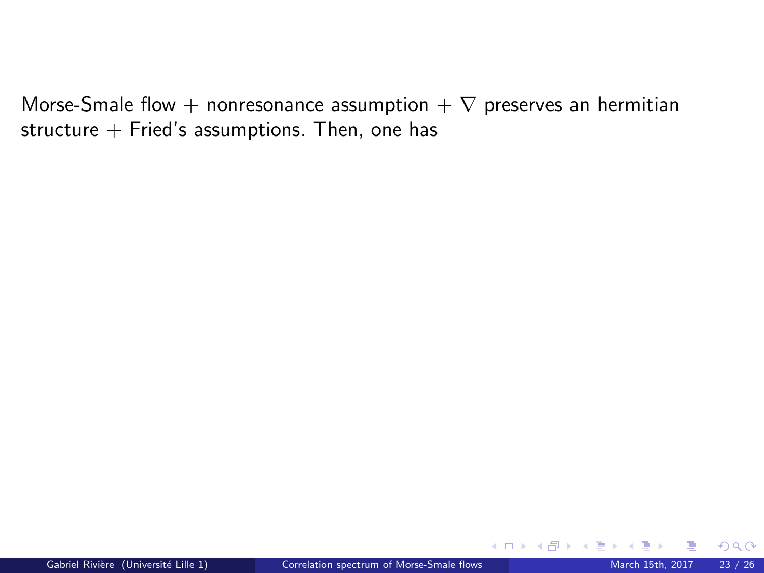Morse-Smale flow + nonresonance assumption + $\nabla$ preserves an hermitian structure + Fried's assumptions. Then, one has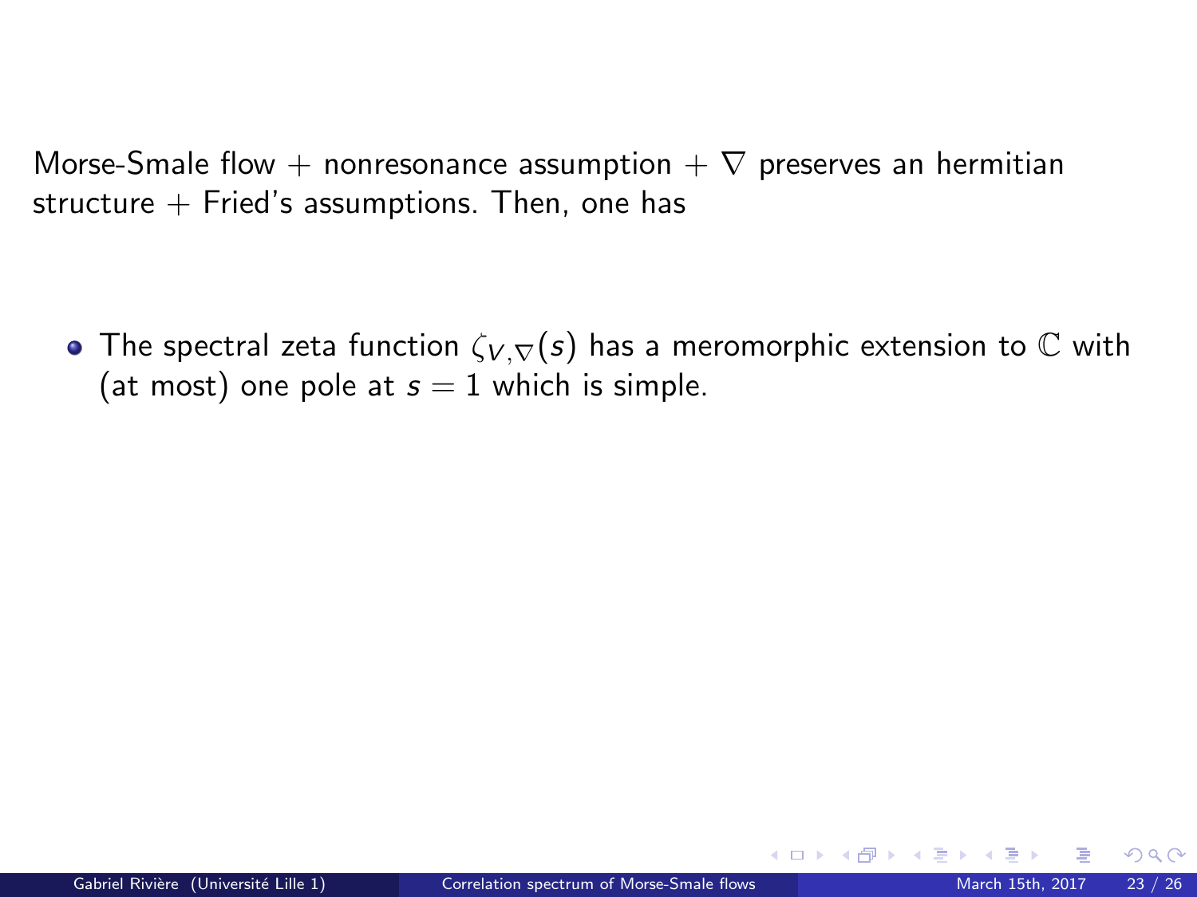Morse-Smale flow + nonresonance assumption + $\nabla$ preserves an hermitian structure + Fried's assumptions. Then, one has

- The spectral zeta function $\zeta_{V,\nabla}(s)$ has a meromorphic extension to $\mathbb{C}$ with (at most) one pole at $s = 1$ which is simple.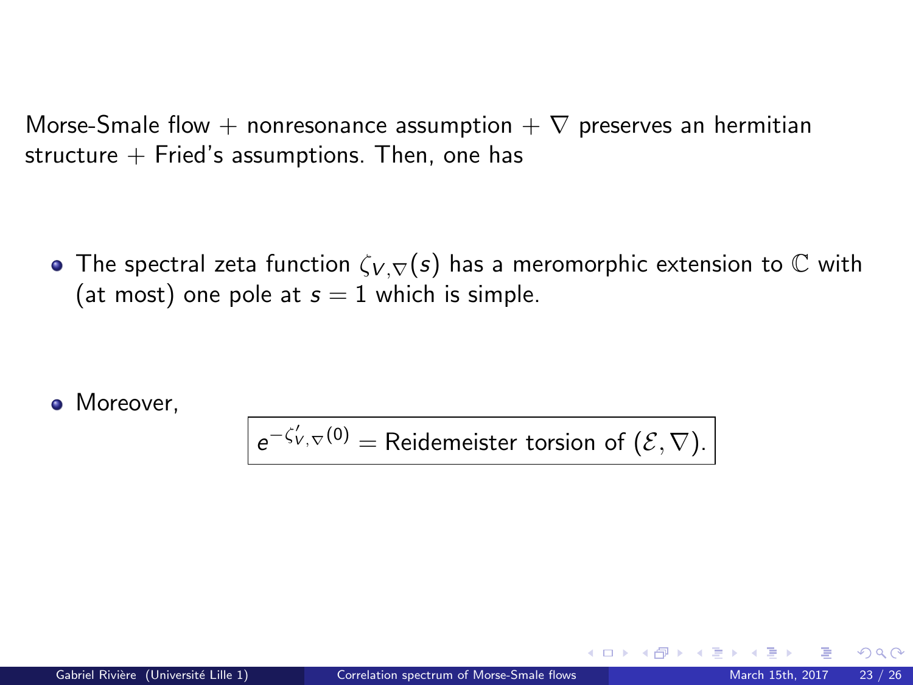Morse-Smale flow + nonresonance assumption + $\nabla$ preserves an hermitian structure + Fried's assumptions. Then, one has

- The spectral zeta function $\zeta_{V,\nabla}(s)$ has a meromorphic extension to $\mathbb{C}$ with (at most) one pole at $s = 1$ which is simple.

- Moreover,

$$\boxed{e^{-\zeta'_{V,\nabla}(0)} = \text{Reidemeister torsion of } (\mathcal{E}, \nabla).}$$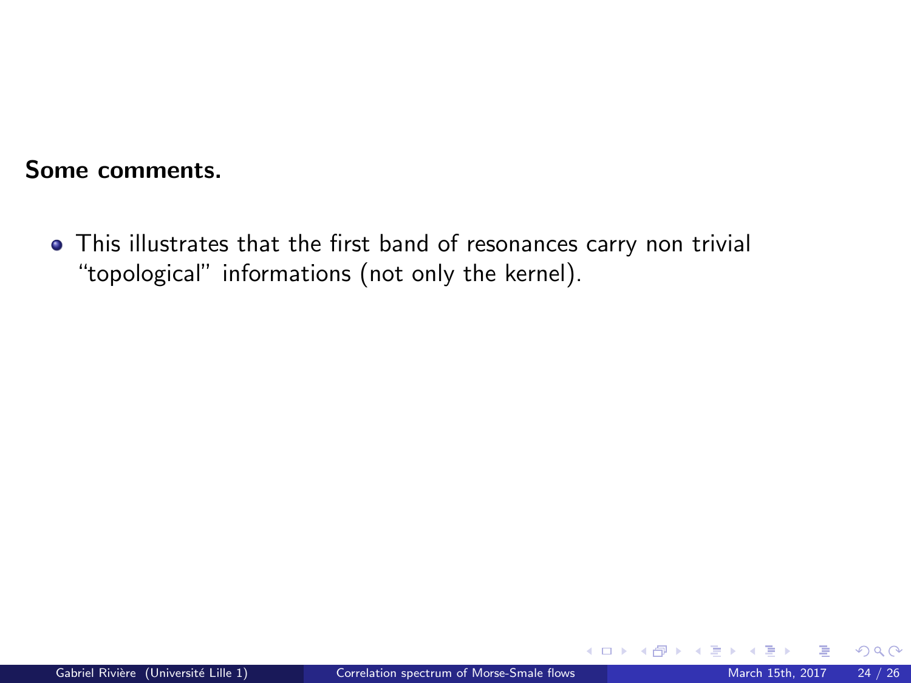**Some comments.**

- This illustrates that the first band of resonances carry non trivial “topological” informations (not only the kernel).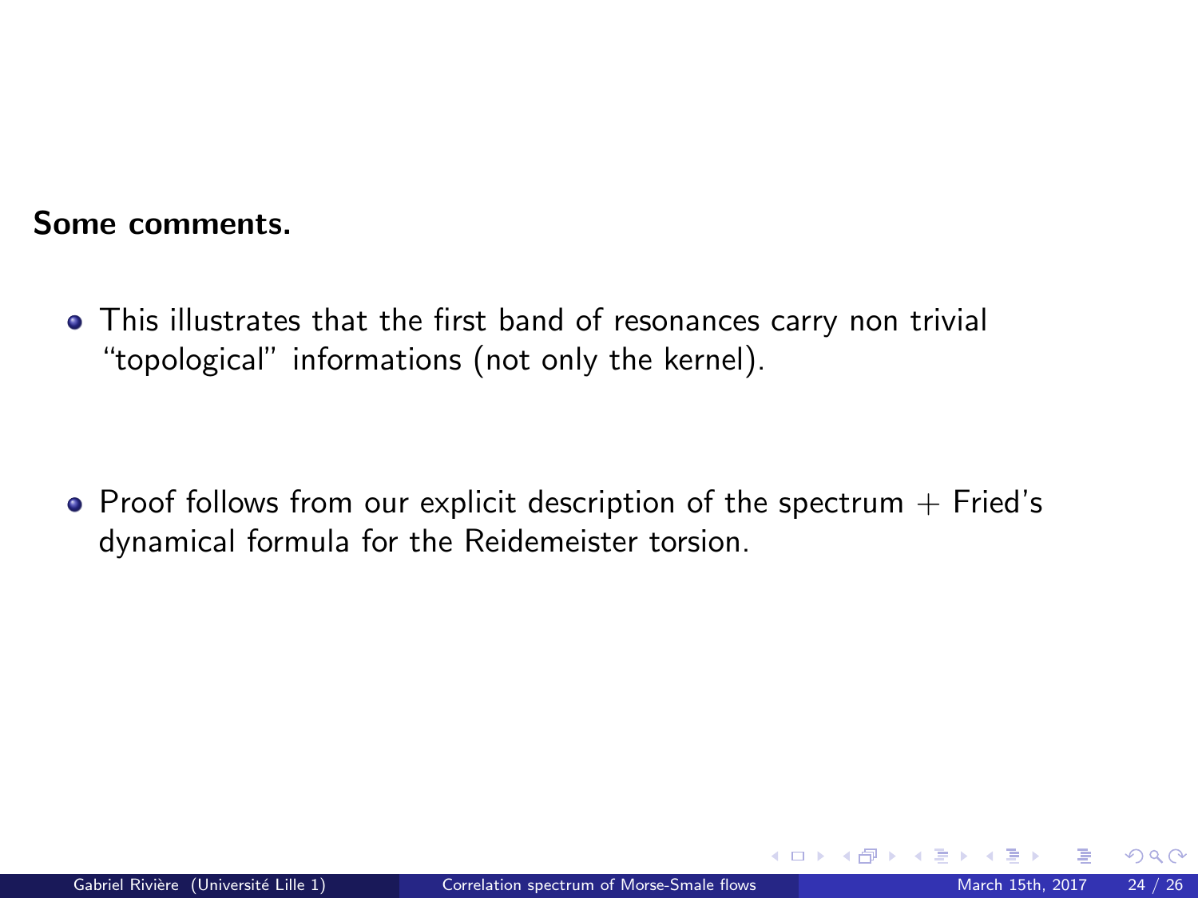**Some comments.**

- This illustrates that the first band of resonances carry non trivial "topological" informations (not only the kernel).

- Proof follows from our explicit description of the spectrum + Fried's dynamical formula for the Reidemeister torsion.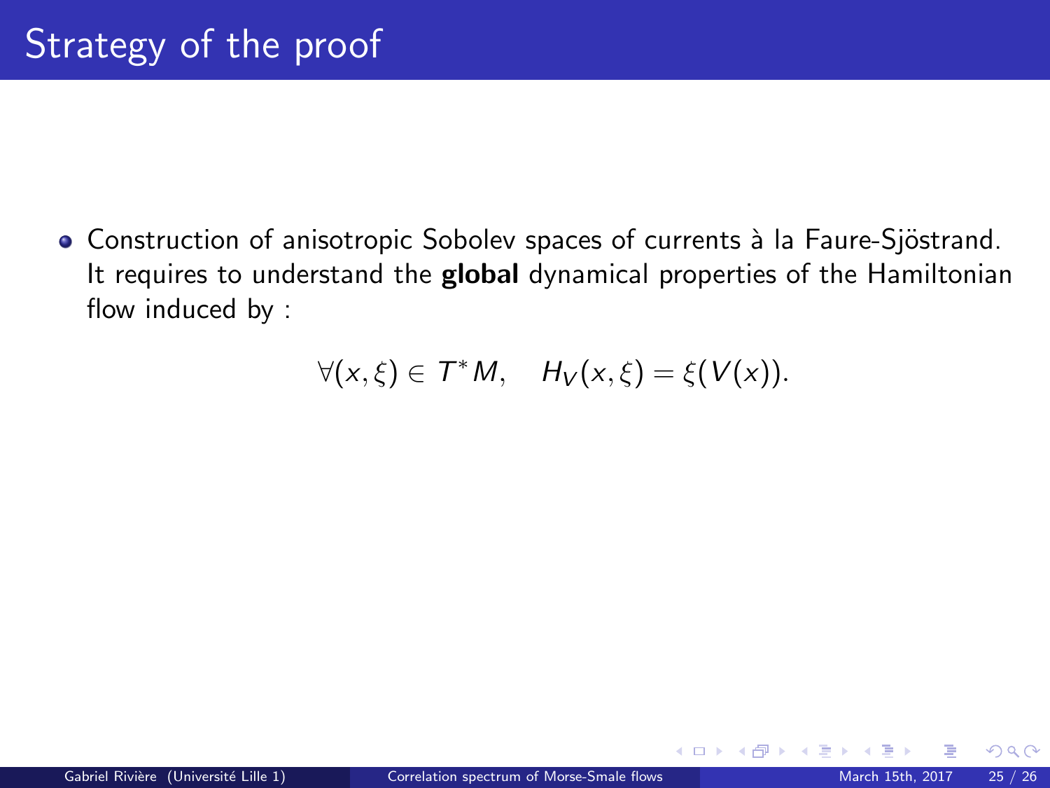# Strategy of the proof

- Construction of anisotropic Sobolev spaces of currents à la Faure-Sjöstrand. It requires to understand the **global** dynamical properties of the Hamiltonian flow induced by :

$$\forall (x,\xi) \in T^*M, \quad H_V(x,\xi) = \xi(V(x)).$$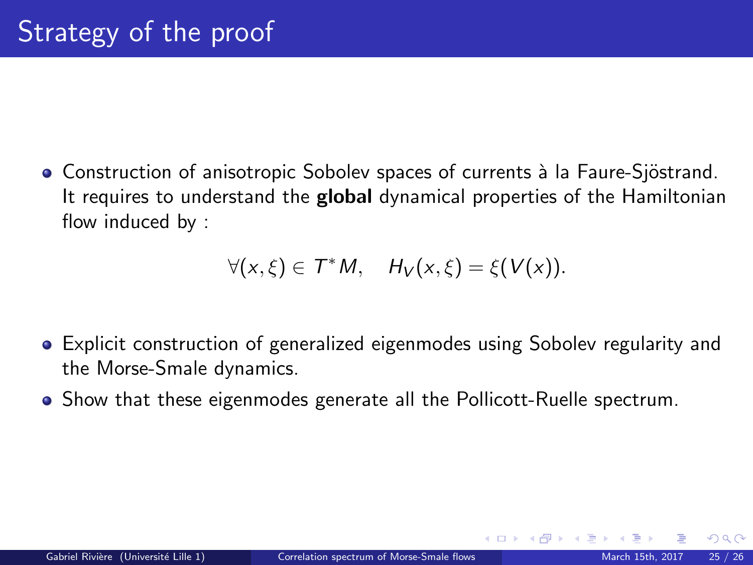# Strategy of the proof

- Construction of anisotropic Sobolev spaces of currents à la Faure-Sjöstrand. It requires to understand the **global** dynamical properties of the Hamiltonian flow induced by :

$$\forall (x, \xi) \in T^*M, \quad H_V(x, \xi) = \xi(V(x)).$$

- Explicit construction of generalized eigenmodes using Sobolev regularity and the Morse-Smale dynamics.
- Show that these eigenmodes generate all the Pollicott-Ruelle spectrum.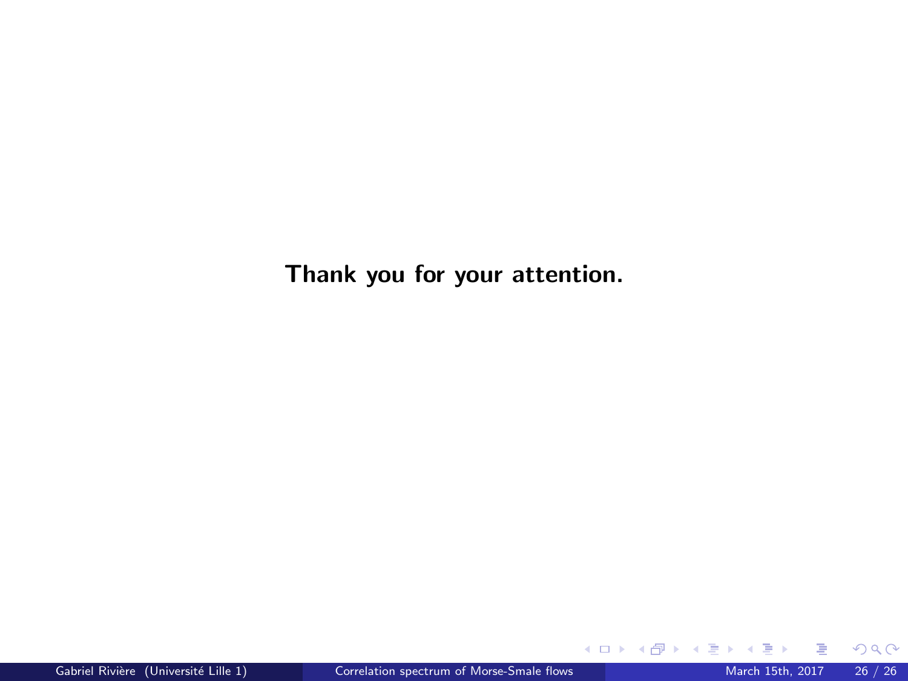**Thank you for your attention.**